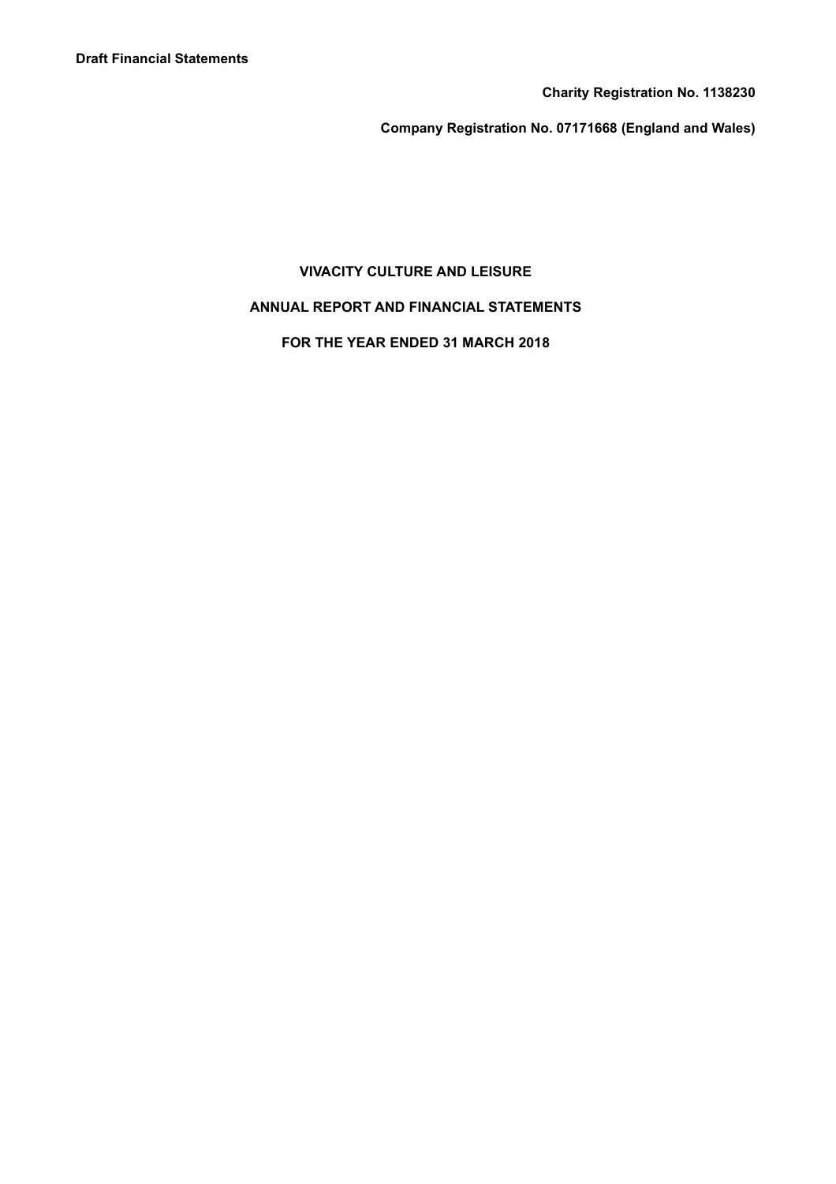**Draft Financial Statements**

**Charity Registration No. 1138230**

**Company Registration No. 07171668 (England and Wales)**

# VIVACITY CULTURE AND LEISURE

## ANNUAL REPORT AND FINANCIAL STATEMENTS

## FOR THE YEAR ENDED 31 MARCH 2018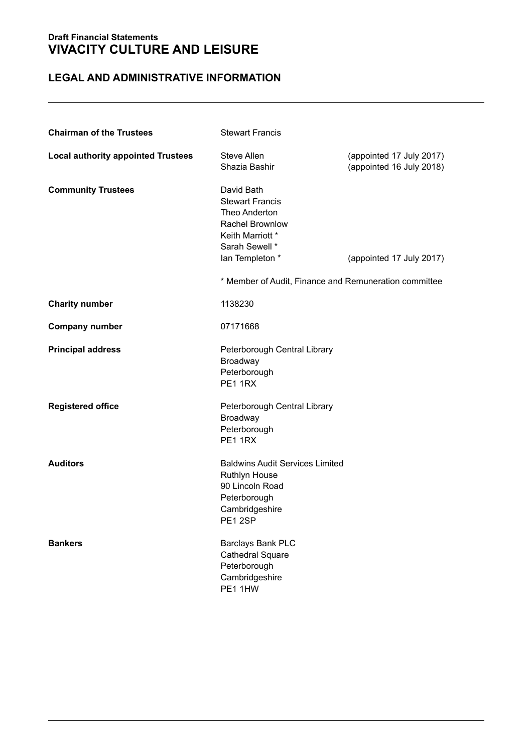**Draft Financial Statements**

# VIVACITY CULTURE AND LEISURE

## LEGAL AND ADMINISTRATIVE INFORMATION

| | | |
|---|---|---|
| **Chairman of the Trustees** | Stewart Francis | |
| **Local authority appointed Trustees** | Steve Allen | (appointed 17 July 2017) |
| | Shazia Bashir | (appointed 16 July 2018) |
| **Community Trustees** | David Bath | |
| | Stewart Francis | |
| | Theo Anderton | |
| | Rachel Brownlow | |
| | Keith Marriott * | |
| | Sarah Sewell * | |
| | Ian Templeton * | (appointed 17 July 2017) |
| | * Member of Audit, Finance and Remuneration committee | |
| **Charity number** | 1138230 | |
| **Company number** | 07171668 | |
| **Principal address** | Peterborough Central Library<br>Broadway<br>Peterborough<br>PE1 1RX | |
| **Registered office** | Peterborough Central Library<br>Broadway<br>Peterborough<br>PE1 1RX | |
| **Auditors** | Baldwins Audit Services Limited<br>Ruthlyn House<br>90 Lincoln Road<br>Peterborough<br>Cambridgeshire<br>PE1 2SP | |
| **Bankers** | Barclays Bank PLC<br>Cathedral Square<br>Peterborough<br>Cambridgeshire<br>PE1 1HW | |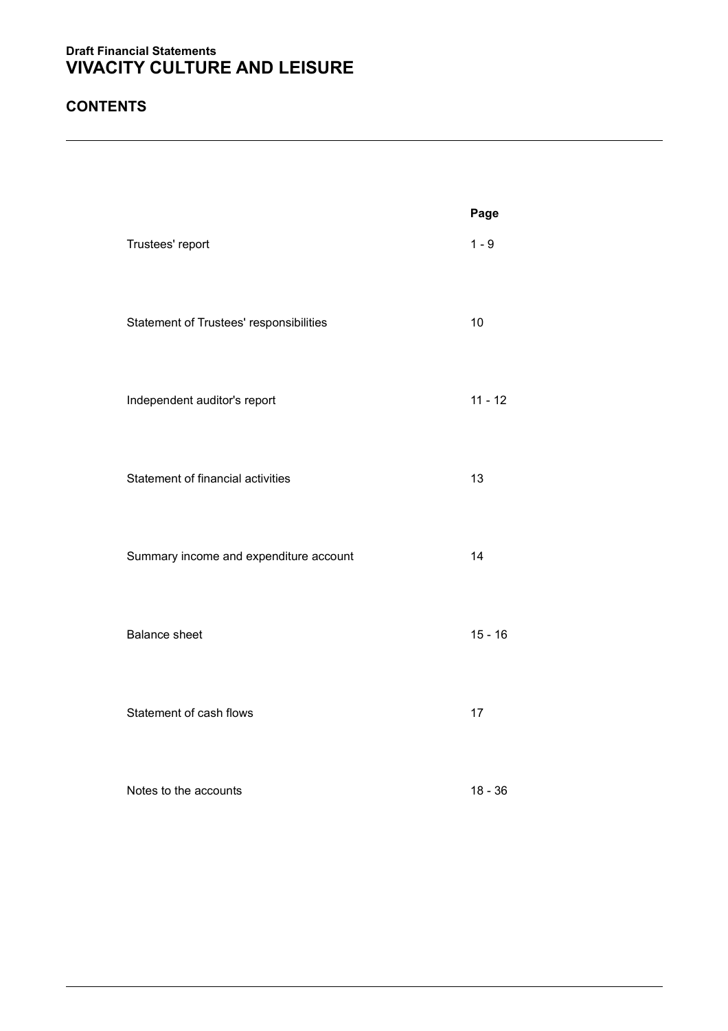**Draft Financial Statements**

# VIVACITY CULTURE AND LEISURE

## CONTENTS

| | Page |
|---|---|
| Trustees' report | 1 - 9 |
| Statement of Trustees' responsibilities | 10 |
| Independent auditor's report | 11 - 12 |
| Statement of financial activities | 13 |
| Summary income and expenditure account | 14 |
| Balance sheet | 15 - 16 |
| Statement of cash flows | 17 |
| Notes to the accounts | 18 - 36 |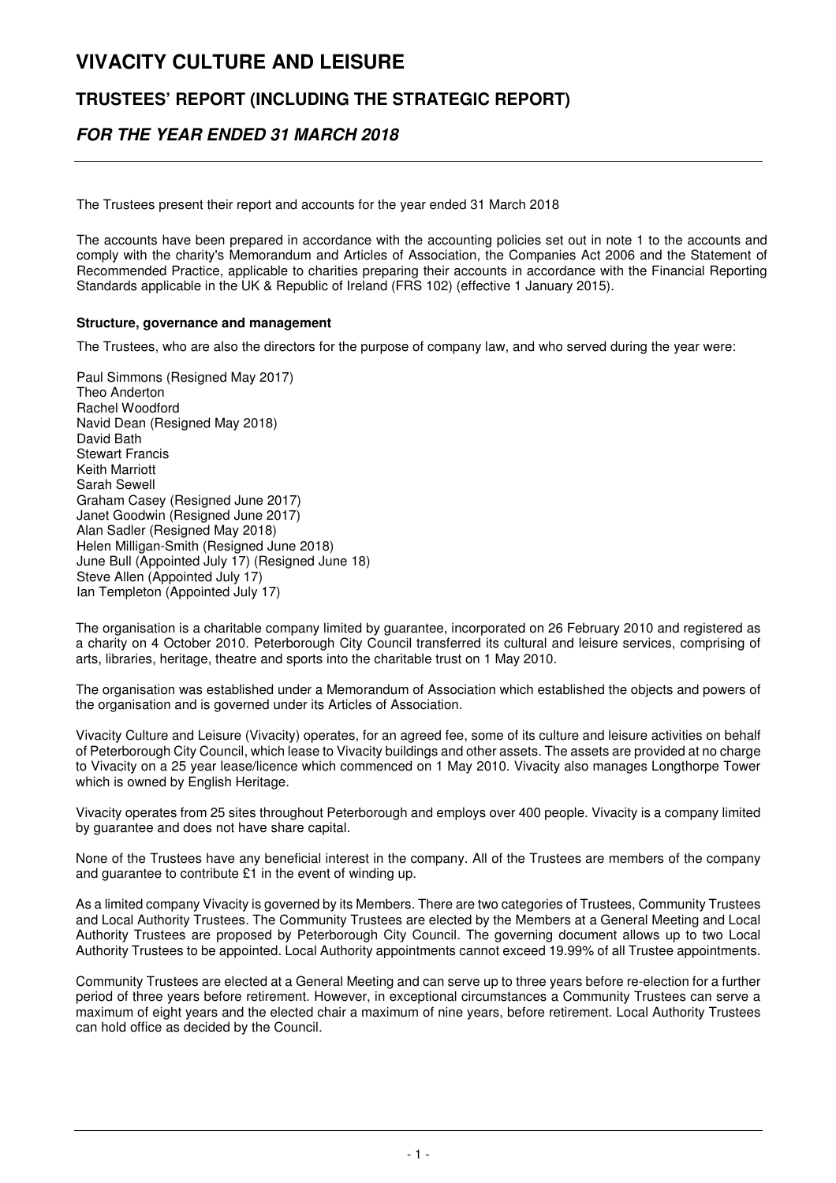# VIVACITY CULTURE AND LEISURE

## TRUSTEES' REPORT (INCLUDING THE STRATEGIC REPORT)

### *FOR THE YEAR ENDED 31 MARCH 2018*

The Trustees present their report and accounts for the year ended 31 March 2018

The accounts have been prepared in accordance with the accounting policies set out in note 1 to the accounts and comply with the charity's Memorandum and Articles of Association, the Companies Act 2006 and the Statement of Recommended Practice, applicable to charities preparing their accounts in accordance with the Financial Reporting Standards applicable in the UK & Republic of Ireland (FRS 102) (effective 1 January 2015).

**Structure, governance and management**

The Trustees, who are also the directors for the purpose of company law, and who served during the year were:

Paul Simmons (Resigned May 2017)
Theo Anderton
Rachel Woodford
Navid Dean (Resigned May 2018)
David Bath
Stewart Francis
Keith Marriott
Sarah Sewell
Graham Casey (Resigned June 2017)
Janet Goodwin (Resigned June 2017)
Alan Sadler (Resigned May 2018)
Helen Milligan-Smith (Resigned June 2018)
June Bull (Appointed July 17) (Resigned June 18)
Steve Allen (Appointed July 17)
Ian Templeton (Appointed July 17)

The organisation is a charitable company limited by guarantee, incorporated on 26 February 2010 and registered as a charity on 4 October 2010. Peterborough City Council transferred its cultural and leisure services, comprising of arts, libraries, heritage, theatre and sports into the charitable trust on 1 May 2010.

The organisation was established under a Memorandum of Association which established the objects and powers of the organisation and is governed under its Articles of Association.

Vivacity Culture and Leisure (Vivacity) operates, for an agreed fee, some of its culture and leisure activities on behalf of Peterborough City Council, which lease to Vivacity buildings and other assets. The assets are provided at no charge to Vivacity on a 25 year lease/licence which commenced on 1 May 2010. Vivacity also manages Longthorpe Tower which is owned by English Heritage.

Vivacity operates from 25 sites throughout Peterborough and employs over 400 people. Vivacity is a company limited by guarantee and does not have share capital.

None of the Trustees have any beneficial interest in the company. All of the Trustees are members of the company and guarantee to contribute £1 in the event of winding up.

As a limited company Vivacity is governed by its Members. There are two categories of Trustees, Community Trustees and Local Authority Trustees. The Community Trustees are elected by the Members at a General Meeting and Local Authority Trustees are proposed by Peterborough City Council. The governing document allows up to two Local Authority Trustees to be appointed. Local Authority appointments cannot exceed 19.99% of all Trustee appointments.

Community Trustees are elected at a General Meeting and can serve up to three years before re-election for a further period of three years before retirement. However, in exceptional circumstances a Community Trustees can serve a maximum of eight years and the elected chair a maximum of nine years, before retirement. Local Authority Trustees can hold office as decided by the Council.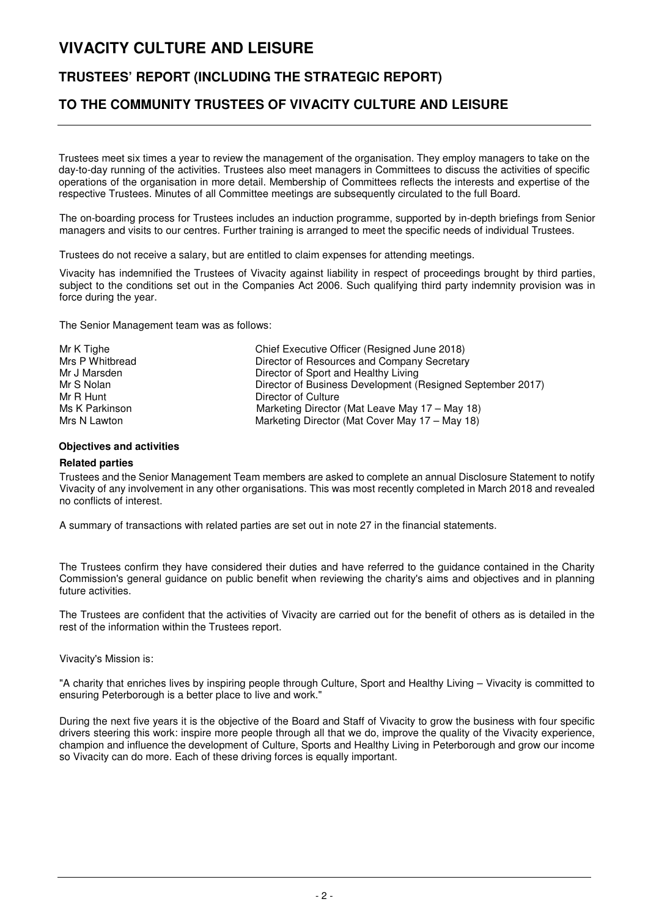# VIVACITY CULTURE AND LEISURE

## TRUSTEES' REPORT (INCLUDING THE STRATEGIC REPORT)

## TO THE COMMUNITY TRUSTEES OF VIVACITY CULTURE AND LEISURE

Trustees meet six times a year to review the management of the organisation. They employ managers to take on the day-to-day running of the activities. Trustees also meet managers in Committees to discuss the activities of specific operations of the organisation in more detail. Membership of Committees reflects the interests and expertise of the respective Trustees. Minutes of all Committee meetings are subsequently circulated to the full Board.

The on-boarding process for Trustees includes an induction programme, supported by in-depth briefings from Senior managers and visits to our centres. Further training is arranged to meet the specific needs of individual Trustees.

Trustees do not receive a salary, but are entitled to claim expenses for attending meetings.

Vivacity has indemnified the Trustees of Vivacity against liability in respect of proceedings brought by third parties, subject to the conditions set out in the Companies Act 2006. Such qualifying third party indemnity provision was in force during the year.

The Senior Management team was as follows:

| | |
|---|---|
| Mr K Tighe | Chief Executive Officer (Resigned June 2018) |
| Mrs P Whitbread | Director of Resources and Company Secretary |
| Mr J Marsden | Director of Sport and Healthy Living |
| Mr S Nolan | Director of Business Development (Resigned September 2017) |
| Mr R Hunt | Director of Culture |
| Ms K Parkinson | Marketing Director (Mat Leave May 17 – May 18) |
| Mrs N Lawton | Marketing Director (Mat Cover May 17 – May 18) |

### Objectives and activities

#### Related parties

Trustees and the Senior Management Team members are asked to complete an annual Disclosure Statement to notify Vivacity of any involvement in any other organisations. This was most recently completed in March 2018 and revealed no conflicts of interest.

A summary of transactions with related parties are set out in note 27 in the financial statements.

The Trustees confirm they have considered their duties and have referred to the guidance contained in the Charity Commission's general guidance on public benefit when reviewing the charity's aims and objectives and in planning future activities.

The Trustees are confident that the activities of Vivacity are carried out for the benefit of others as is detailed in the rest of the information within the Trustees report.

Vivacity's Mission is:

"A charity that enriches lives by inspiring people through Culture, Sport and Healthy Living – Vivacity is committed to ensuring Peterborough is a better place to live and work."

During the next five years it is the objective of the Board and Staff of Vivacity to grow the business with four specific drivers steering this work: inspire more people through all that we do, improve the quality of the Vivacity experience, champion and influence the development of Culture, Sports and Healthy Living in Peterborough and grow our income so Vivacity can do more. Each of these driving forces is equally important.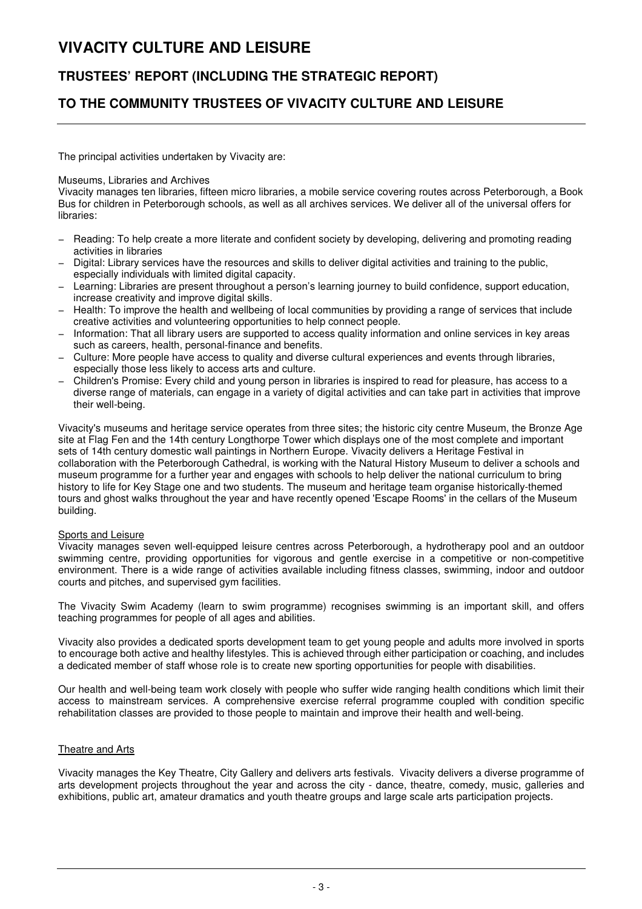# VIVACITY CULTURE AND LEISURE

## TRUSTEES' REPORT (INCLUDING THE STRATEGIC REPORT)

## TO THE COMMUNITY TRUSTEES OF VIVACITY CULTURE AND LEISURE

The principal activities undertaken by Vivacity are:

Museums, Libraries and Archives
Vivacity manages ten libraries, fifteen micro libraries, a mobile service covering routes across Peterborough, a Book Bus for children in Peterborough schools, as well as all archives services. We deliver all of the universal offers for libraries:

- Reading: To help create a more literate and confident society by developing, delivering and promoting reading activities in libraries
- Digital: Library services have the resources and skills to deliver digital activities and training to the public, especially individuals with limited digital capacity.
- Learning: Libraries are present throughout a person's learning journey to build confidence, support education, increase creativity and improve digital skills.
- Health: To improve the health and wellbeing of local communities by providing a range of services that include creative activities and volunteering opportunities to help connect people.
- Information: That all library users are supported to access quality information and online services in key areas such as careers, health, personal-finance and benefits.
- Culture: More people have access to quality and diverse cultural experiences and events through libraries, especially those less likely to access arts and culture.
- Children's Promise: Every child and young person in libraries is inspired to read for pleasure, has access to a diverse range of materials, can engage in a variety of digital activities and can take part in activities that improve their well-being.

Vivacity's museums and heritage service operates from three sites; the historic city centre Museum, the Bronze Age site at Flag Fen and the 14th century Longthorpe Tower which displays one of the most complete and important sets of 14th century domestic wall paintings in Northern Europe. Vivacity delivers a Heritage Festival in collaboration with the Peterborough Cathedral, is working with the Natural History Museum to deliver a schools and museum programme for a further year and engages with schools to help deliver the national curriculum to bring history to life for Key Stage one and two students. The museum and heritage team organise historically-themed tours and ghost walks throughout the year and have recently opened 'Escape Rooms' in the cellars of the Museum building.

Sports and Leisure
Vivacity manages seven well-equipped leisure centres across Peterborough, a hydrotherapy pool and an outdoor swimming centre, providing opportunities for vigorous and gentle exercise in a competitive or non-competitive environment. There is a wide range of activities available including fitness classes, swimming, indoor and outdoor courts and pitches, and supervised gym facilities.

The Vivacity Swim Academy (learn to swim programme) recognises swimming is an important skill, and offers teaching programmes for people of all ages and abilities.

Vivacity also provides a dedicated sports development team to get young people and adults more involved in sports to encourage both active and healthy lifestyles. This is achieved through either participation or coaching, and includes a dedicated member of staff whose role is to create new sporting opportunities for people with disabilities.

Our health and well-being team work closely with people who suffer wide ranging health conditions which limit their access to mainstream services. A comprehensive exercise referral programme coupled with condition specific rehabilitation classes are provided to those people to maintain and improve their health and well-being.

Theatre and Arts

Vivacity manages the Key Theatre, City Gallery and delivers arts festivals. Vivacity delivers a diverse programme of arts development projects throughout the year and across the city - dance, theatre, comedy, music, galleries and exhibitions, public art, amateur dramatics and youth theatre groups and large scale arts participation projects.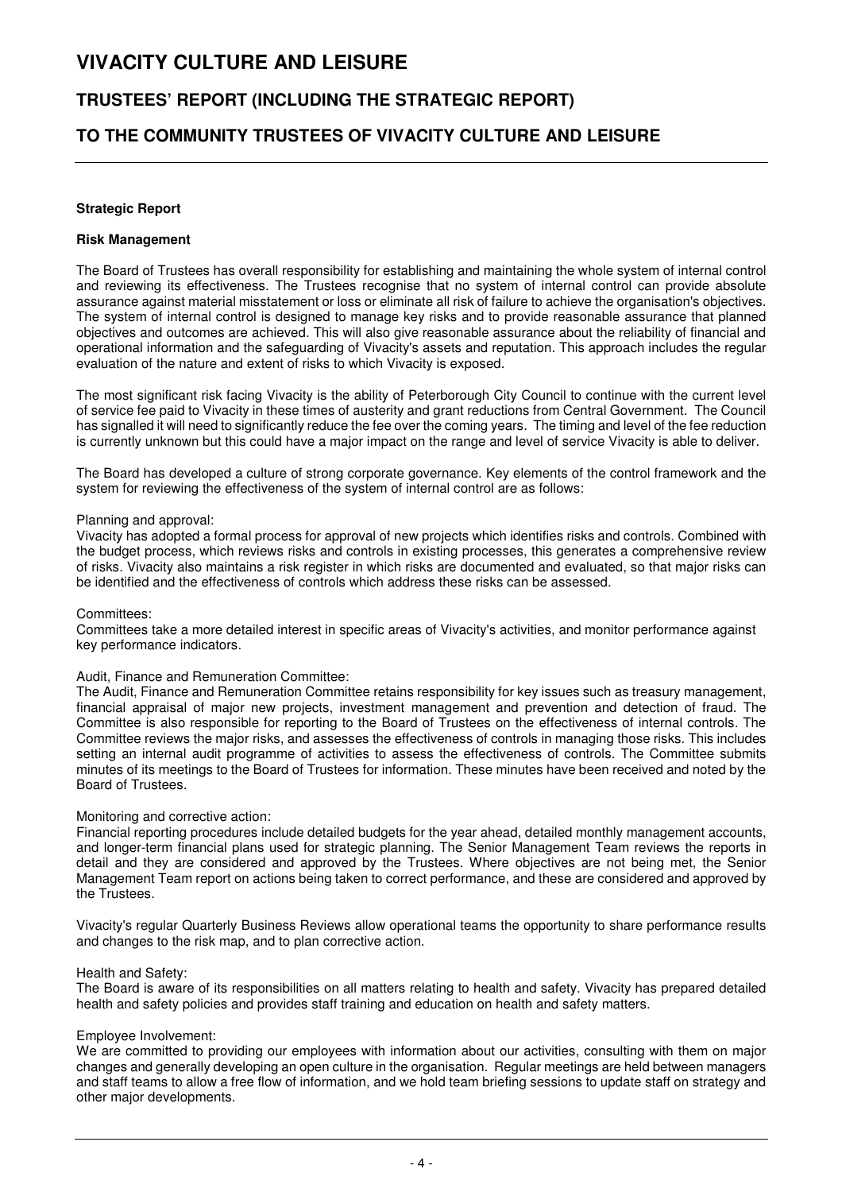# VIVACITY CULTURE AND LEISURE

## TRUSTEES' REPORT (INCLUDING THE STRATEGIC REPORT)

## TO THE COMMUNITY TRUSTEES OF VIVACITY CULTURE AND LEISURE

**Strategic Report**

**Risk Management**

The Board of Trustees has overall responsibility for establishing and maintaining the whole system of internal control and reviewing its effectiveness. The Trustees recognise that no system of internal control can provide absolute assurance against material misstatement or loss or eliminate all risk of failure to achieve the organisation's objectives. The system of internal control is designed to manage key risks and to provide reasonable assurance that planned objectives and outcomes are achieved. This will also give reasonable assurance about the reliability of financial and operational information and the safeguarding of Vivacity's assets and reputation. This approach includes the regular evaluation of the nature and extent of risks to which Vivacity is exposed.

The most significant risk facing Vivacity is the ability of Peterborough City Council to continue with the current level of service fee paid to Vivacity in these times of austerity and grant reductions from Central Government. The Council has signalled it will need to significantly reduce the fee over the coming years. The timing and level of the fee reduction is currently unknown but this could have a major impact on the range and level of service Vivacity is able to deliver.

The Board has developed a culture of strong corporate governance. Key elements of the control framework and the system for reviewing the effectiveness of the system of internal control are as follows:

Planning and approval:
Vivacity has adopted a formal process for approval of new projects which identifies risks and controls. Combined with the budget process, which reviews risks and controls in existing processes, this generates a comprehensive review of risks. Vivacity also maintains a risk register in which risks are documented and evaluated, so that major risks can be identified and the effectiveness of controls which address these risks can be assessed.

Committees:
Committees take a more detailed interest in specific areas of Vivacity's activities, and monitor performance against key performance indicators.

Audit, Finance and Remuneration Committee:
The Audit, Finance and Remuneration Committee retains responsibility for key issues such as treasury management, financial appraisal of major new projects, investment management and prevention and detection of fraud. The Committee is also responsible for reporting to the Board of Trustees on the effectiveness of internal controls. The Committee reviews the major risks, and assesses the effectiveness of controls in managing those risks. This includes setting an internal audit programme of activities to assess the effectiveness of controls. The Committee submits minutes of its meetings to the Board of Trustees for information. These minutes have been received and noted by the Board of Trustees.

Monitoring and corrective action:
Financial reporting procedures include detailed budgets for the year ahead, detailed monthly management accounts, and longer-term financial plans used for strategic planning. The Senior Management Team reviews the reports in detail and they are considered and approved by the Trustees. Where objectives are not being met, the Senior Management Team report on actions being taken to correct performance, and these are considered and approved by the Trustees.

Vivacity's regular Quarterly Business Reviews allow operational teams the opportunity to share performance results and changes to the risk map, and to plan corrective action.

Health and Safety:
The Board is aware of its responsibilities on all matters relating to health and safety. Vivacity has prepared detailed health and safety policies and provides staff training and education on health and safety matters.

Employee Involvement:
We are committed to providing our employees with information about our activities, consulting with them on major changes and generally developing an open culture in the organisation. Regular meetings are held between managers and staff teams to allow a free flow of information, and we hold team briefing sessions to update staff on strategy and other major developments.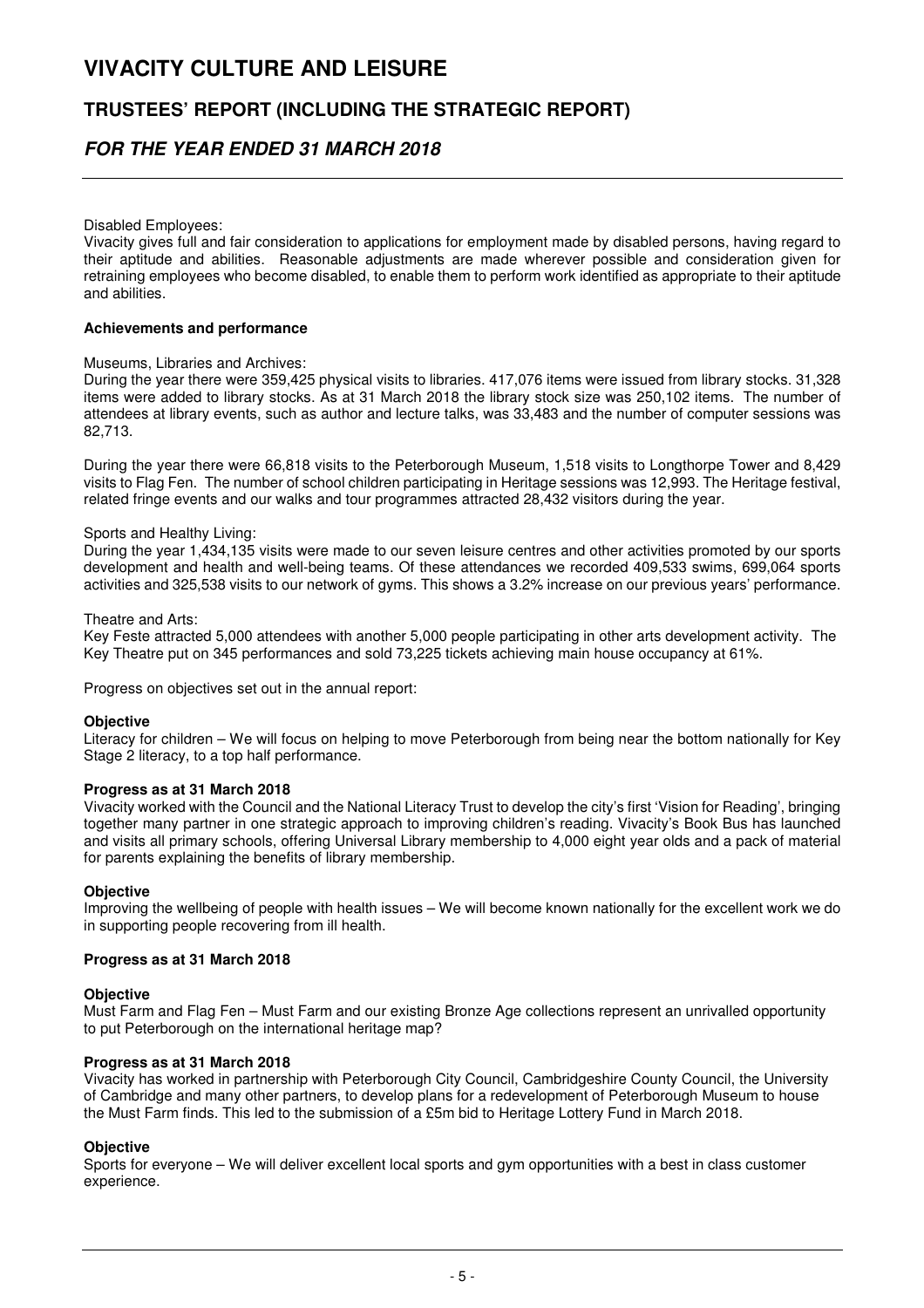Disabled Employees:
Vivacity gives full and fair consideration to applications for employment made by disabled persons, having regard to their aptitude and abilities. Reasonable adjustments are made wherever possible and consideration given for retraining employees who become disabled, to enable them to perform work identified as appropriate to their aptitude and abilities.

**Achievements and performance**

Museums, Libraries and Archives:
During the year there were 359,425 physical visits to libraries. 417,076 items were issued from library stocks. 31,328 items were added to library stocks. As at 31 March 2018 the library stock size was 250,102 items. The number of attendees at library events, such as author and lecture talks, was 33,483 and the number of computer sessions was 82,713.

During the year there were 66,818 visits to the Peterborough Museum, 1,518 visits to Longthorpe Tower and 8,429 visits to Flag Fen. The number of school children participating in Heritage sessions was 12,993. The Heritage festival, related fringe events and our walks and tour programmes attracted 28,432 visitors during the year.

Sports and Healthy Living:
During the year 1,434,135 visits were made to our seven leisure centres and other activities promoted by our sports development and health and well-being teams. Of these attendances we recorded 409,533 swims, 699,064 sports activities and 325,538 visits to our network of gyms. This shows a 3.2% increase on our previous years' performance.

Theatre and Arts:
Key Feste attracted 5,000 attendees with another 5,000 people participating in other arts development activity. The Key Theatre put on 345 performances and sold 73,225 tickets achieving main house occupancy at 61%.

Progress on objectives set out in the annual report:

**Objective**
Literacy for children – We will focus on helping to move Peterborough from being near the bottom nationally for Key Stage 2 literacy, to a top half performance.

**Progress as at 31 March 2018**
Vivacity worked with the Council and the National Literacy Trust to develop the city's first 'Vision for Reading', bringing together many partner in one strategic approach to improving children's reading. Vivacity's Book Bus has launched and visits all primary schools, offering Universal Library membership to 4,000 eight year olds and a pack of material for parents explaining the benefits of library membership.

**Objective**
Improving the wellbeing of people with health issues – We will become known nationally for the excellent work we do in supporting people recovering from ill health.

**Progress as at 31 March 2018**

**Objective**
Must Farm and Flag Fen – Must Farm and our existing Bronze Age collections represent an unrivalled opportunity to put Peterborough on the international heritage map?

**Progress as at 31 March 2018**
Vivacity has worked in partnership with Peterborough City Council, Cambridgeshire County Council, the University of Cambridge and many other partners, to develop plans for a redevelopment of Peterborough Museum to house the Must Farm finds. This led to the submission of a £5m bid to Heritage Lottery Fund in March 2018.

**Objective**
Sports for everyone – We will deliver excellent local sports and gym opportunities with a best in class customer experience.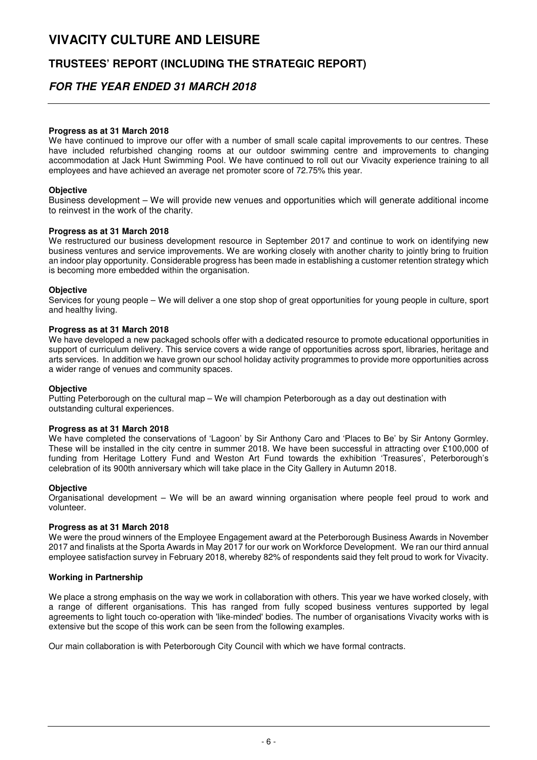**Progress as at 31 March 2018**

We have continued to improve our offer with a number of small scale capital improvements to our centres. These have included refurbished changing rooms at our outdoor swimming centre and improvements to changing accommodation at Jack Hunt Swimming Pool. We have continued to roll out our Vivacity experience training to all employees and have achieved an average net promoter score of 72.75% this year.

**Objective**

Business development – We will provide new venues and opportunities which will generate additional income to reinvest in the work of the charity.

**Progress as at 31 March 2018**

We restructured our business development resource in September 2017 and continue to work on identifying new business ventures and service improvements. We are working closely with another charity to jointly bring to fruition an indoor play opportunity. Considerable progress has been made in establishing a customer retention strategy which is becoming more embedded within the organisation.

**Objective**

Services for young people – We will deliver a one stop shop of great opportunities for young people in culture, sport and healthy living.

**Progress as at 31 March 2018**

We have developed a new packaged schools offer with a dedicated resource to promote educational opportunities in support of curriculum delivery. This service covers a wide range of opportunities across sport, libraries, heritage and arts services. In addition we have grown our school holiday activity programmes to provide more opportunities across a wider range of venues and community spaces.

**Objective**

Putting Peterborough on the cultural map – We will champion Peterborough as a day out destination with outstanding cultural experiences.

**Progress as at 31 March 2018**

We have completed the conservations of 'Lagoon' by Sir Anthony Caro and 'Places to Be' by Sir Antony Gormley. These will be installed in the city centre in summer 2018. We have been successful in attracting over £100,000 of funding from Heritage Lottery Fund and Weston Art Fund towards the exhibition 'Treasures', Peterborough's celebration of its 900th anniversary which will take place in the City Gallery in Autumn 2018.

**Objective**

Organisational development – We will be an award winning organisation where people feel proud to work and volunteer.

**Progress as at 31 March 2018**

We were the proud winners of the Employee Engagement award at the Peterborough Business Awards in November 2017 and finalists at the Sporta Awards in May 2017 for our work on Workforce Development. We ran our third annual employee satisfaction survey in February 2018, whereby 82% of respondents said they felt proud to work for Vivacity.

**Working in Partnership**

We place a strong emphasis on the way we work in collaboration with others. This year we have worked closely, with a range of different organisations. This has ranged from fully scoped business ventures supported by legal agreements to light touch co-operation with 'like-minded' bodies. The number of organisations Vivacity works with is extensive but the scope of this work can be seen from the following examples.

Our main collaboration is with Peterborough City Council with which we have formal contracts.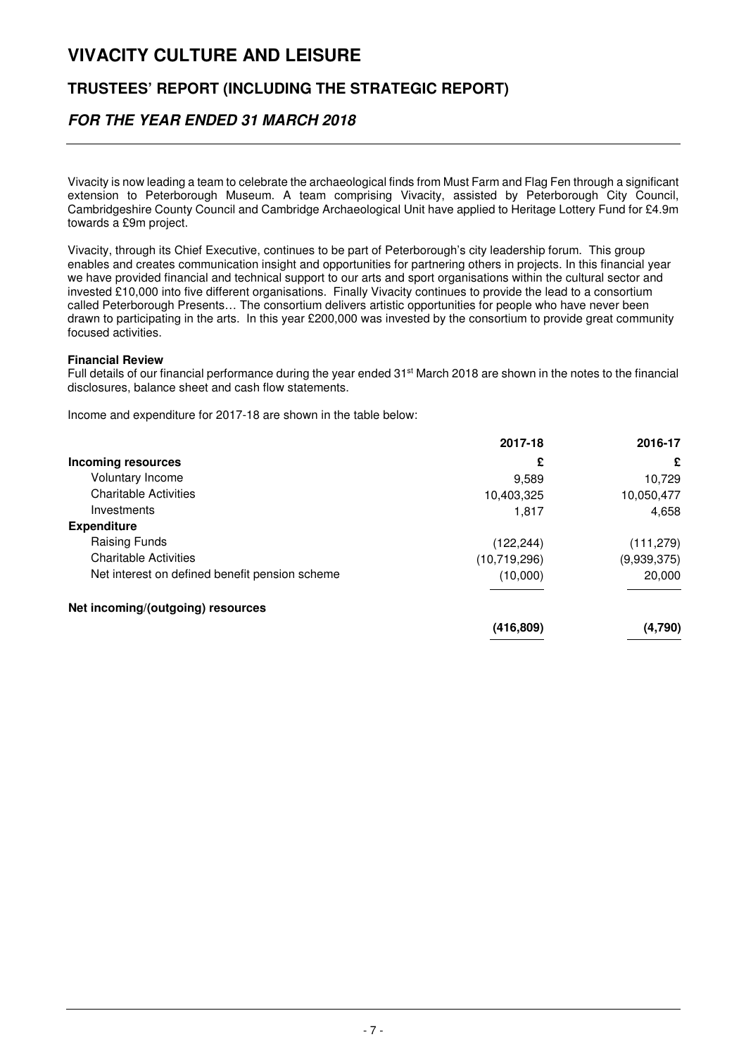Vivacity is now leading a team to celebrate the archaeological finds from Must Farm and Flag Fen through a significant extension to Peterborough Museum. A team comprising Vivacity, assisted by Peterborough City Council, Cambridgeshire County Council and Cambridge Archaeological Unit have applied to Heritage Lottery Fund for £4.9m towards a £9m project.

Vivacity, through its Chief Executive, continues to be part of Peterborough's city leadership forum. This group enables and creates communication insight and opportunities for partnering others in projects. In this financial year we have provided financial and technical support to our arts and sport organisations within the cultural sector and invested £10,000 into five different organisations. Finally Vivacity continues to provide the lead to a consortium called Peterborough Presents… The consortium delivers artistic opportunities for people who have never been drawn to participating in the arts. In this year £200,000 was invested by the consortium to provide great community focused activities.

**Financial Review**

Full details of our financial performance during the year ended 31st March 2018 are shown in the notes to the financial disclosures, balance sheet and cash flow statements.

Income and expenditure for 2017-18 are shown in the table below:

| | 2017-18 | 2016-17 |
|---|---|---|
| **Incoming resources** | **£** | **£** |
| Voluntary Income | 9,589 | 10,729 |
| Charitable Activities | 10,403,325 | 10,050,477 |
| Investments | 1,817 | 4,658 |
| **Expenditure** | | |
| Raising Funds | (122,244) | (111,279) |
| Charitable Activities | (10,719,296) | (9,939,375) |
| Net interest on defined benefit pension scheme | (10,000) | 20,000 |
| **Net incoming/(outgoing) resources** | **(416,809)** | **(4,790)** |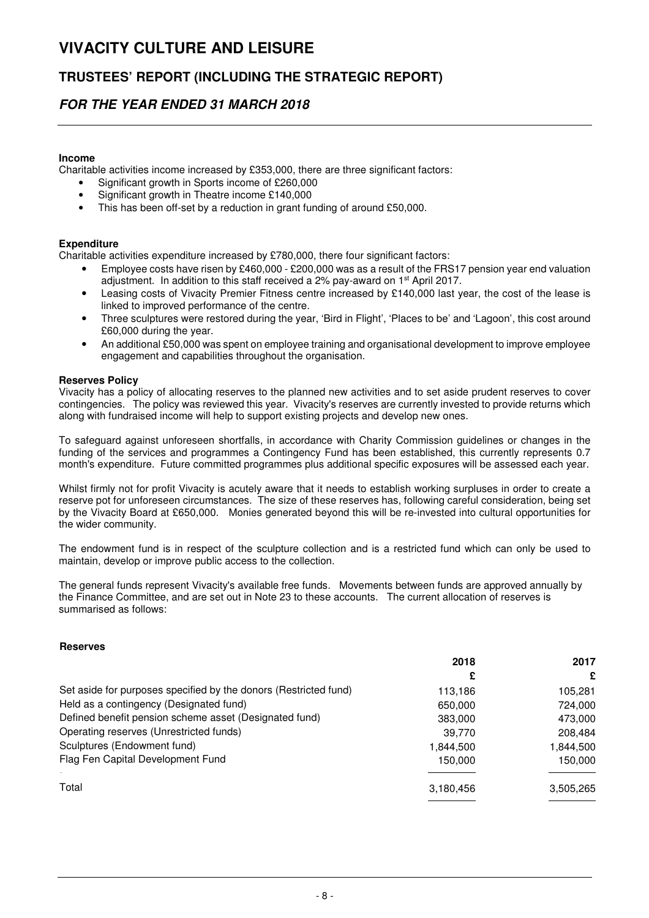**Income**

Charitable activities income increased by £353,000, there are three significant factors:

- Significant growth in Sports income of £260,000
- Significant growth in Theatre income £140,000
- This has been off-set by a reduction in grant funding of around £50,000.

**Expenditure**

Charitable activities expenditure increased by £780,000, there four significant factors:

- Employee costs have risen by £460,000 - £200,000 was as a result of the FRS17 pension year end valuation adjustment. In addition to this staff received a 2% pay-award on 1st April 2017.
- Leasing costs of Vivacity Premier Fitness centre increased by £140,000 last year, the cost of the lease is linked to improved performance of the centre.
- Three sculptures were restored during the year, 'Bird in Flight', 'Places to be' and 'Lagoon', this cost around £60,000 during the year.
- An additional £50,000 was spent on employee training and organisational development to improve employee engagement and capabilities throughout the organisation.

**Reserves Policy**

Vivacity has a policy of allocating reserves to the planned new activities and to set aside prudent reserves to cover contingencies. The policy was reviewed this year. Vivacity's reserves are currently invested to provide returns which along with fundraised income will help to support existing projects and develop new ones.

To safeguard against unforeseen shortfalls, in accordance with Charity Commission guidelines or changes in the funding of the services and programmes a Contingency Fund has been established, this currently represents 0.7 month's expenditure. Future committed programmes plus additional specific exposures will be assessed each year.

Whilst firmly not for profit Vivacity is acutely aware that it needs to establish working surpluses in order to create a reserve pot for unforeseen circumstances. The size of these reserves has, following careful consideration, being set by the Vivacity Board at £650,000. Monies generated beyond this will be re-invested into cultural opportunities for the wider community.

The endowment fund is in respect of the sculpture collection and is a restricted fund which can only be used to maintain, develop or improve public access to the collection.

The general funds represent Vivacity's available free funds. Movements between funds are approved annually by the Finance Committee, and are set out in Note 23 to these accounts. The current allocation of reserves is summarised as follows:

**Reserves**

| | 2018 | 2017 |
|---|---|---|
| | £ | £ |
| Set aside for purposes specified by the donors (Restricted fund) | 113,186 | 105,281 |
| Held as a contingency (Designated fund) | 650,000 | 724,000 |
| Defined benefit pension scheme asset (Designated fund) | 383,000 | 473,000 |
| Operating reserves (Unrestricted funds) | 39,770 | 208,484 |
| Sculptures (Endowment fund) | 1,844,500 | 1,844,500 |
| Flag Fen Capital Development Fund | 150,000 | 150,000 |
| Total | 3,180,456 | 3,505,265 |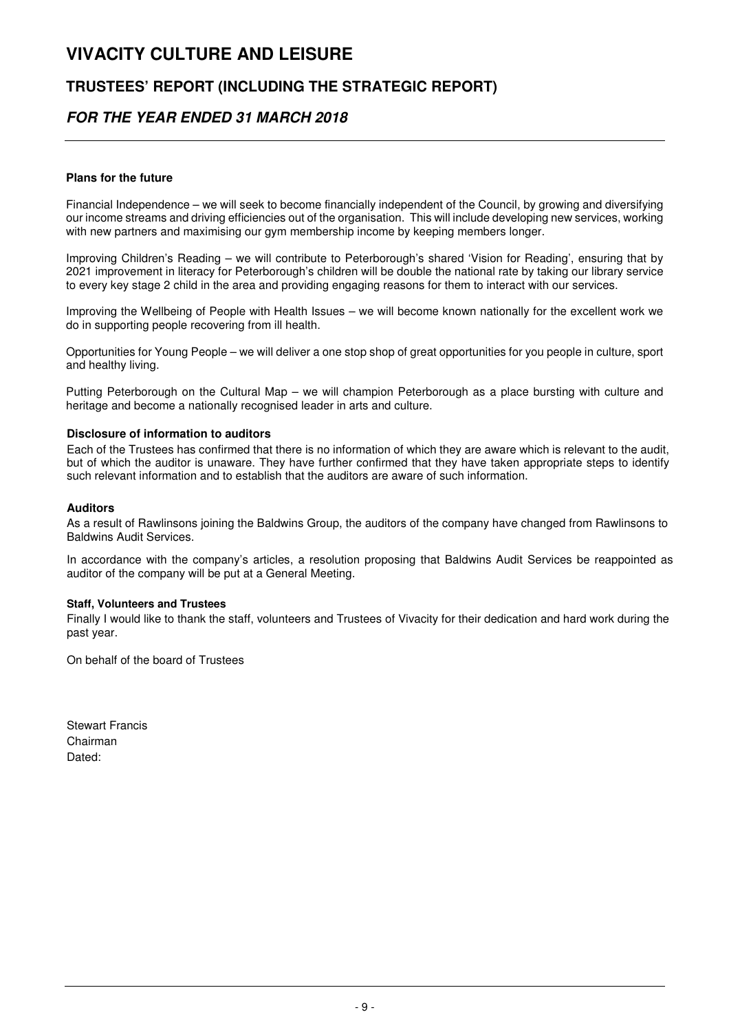# VIVACITY CULTURE AND LEISURE

## TRUSTEES' REPORT (INCLUDING THE STRATEGIC REPORT)

### *FOR THE YEAR ENDED 31 MARCH 2018*

**Plans for the future**

Financial Independence – we will seek to become financially independent of the Council, by growing and diversifying our income streams and driving efficiencies out of the organisation. This will include developing new services, working with new partners and maximising our gym membership income by keeping members longer.

Improving Children's Reading – we will contribute to Peterborough's shared 'Vision for Reading', ensuring that by 2021 improvement in literacy for Peterborough's children will be double the national rate by taking our library service to every key stage 2 child in the area and providing engaging reasons for them to interact with our services.

Improving the Wellbeing of People with Health Issues – we will become known nationally for the excellent work we do in supporting people recovering from ill health.

Opportunities for Young People – we will deliver a one stop shop of great opportunities for you people in culture, sport and healthy living.

Putting Peterborough on the Cultural Map – we will champion Peterborough as a place bursting with culture and heritage and become a nationally recognised leader in arts and culture.

**Disclosure of information to auditors**

Each of the Trustees has confirmed that there is no information of which they are aware which is relevant to the audit, but of which the auditor is unaware. They have further confirmed that they have taken appropriate steps to identify such relevant information and to establish that the auditors are aware of such information.

**Auditors**

As a result of Rawlinsons joining the Baldwins Group, the auditors of the company have changed from Rawlinsons to Baldwins Audit Services.

In accordance with the company's articles, a resolution proposing that Baldwins Audit Services be reappointed as auditor of the company will be put at a General Meeting.

**Staff, Volunteers and Trustees**

Finally I would like to thank the staff, volunteers and Trustees of Vivacity for their dedication and hard work during the past year.

On behalf of the board of Trustees

Stewart Francis
Chairman
Dated: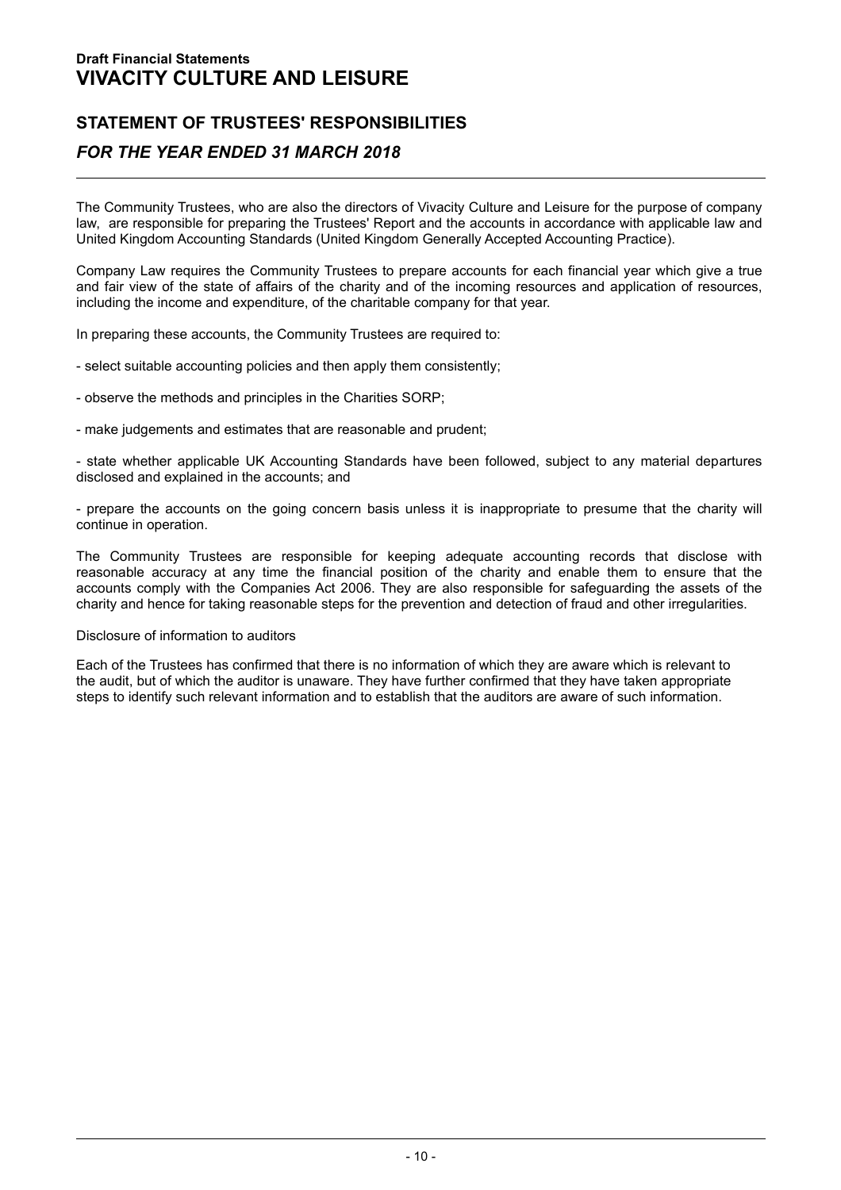**Draft Financial Statements**

# VIVACITY CULTURE AND LEISURE

## STATEMENT OF TRUSTEES' RESPONSIBILITIES

### *FOR THE YEAR ENDED 31 MARCH 2018*

The Community Trustees, who are also the directors of Vivacity Culture and Leisure for the purpose of company law, are responsible for preparing the Trustees' Report and the accounts in accordance with applicable law and United Kingdom Accounting Standards (United Kingdom Generally Accepted Accounting Practice).

Company Law requires the Community Trustees to prepare accounts for each financial year which give a true and fair view of the state of affairs of the charity and of the incoming resources and application of resources, including the income and expenditure, of the charitable company for that year.

In preparing these accounts, the Community Trustees are required to:

- select suitable accounting policies and then apply them consistently;

- observe the methods and principles in the Charities SORP;

- make judgements and estimates that are reasonable and prudent;

- state whether applicable UK Accounting Standards have been followed, subject to any material departures disclosed and explained in the accounts; and

- prepare the accounts on the going concern basis unless it is inappropriate to presume that the charity will continue in operation.

The Community Trustees are responsible for keeping adequate accounting records that disclose with reasonable accuracy at any time the financial position of the charity and enable them to ensure that the accounts comply with the Companies Act 2006. They are also responsible for safeguarding the assets of the charity and hence for taking reasonable steps for the prevention and detection of fraud and other irregularities.

Disclosure of information to auditors

Each of the Trustees has confirmed that there is no information of which they are aware which is relevant to the audit, but of which the auditor is unaware. They have further confirmed that they have taken appropriate steps to identify such relevant information and to establish that the auditors are aware of such information.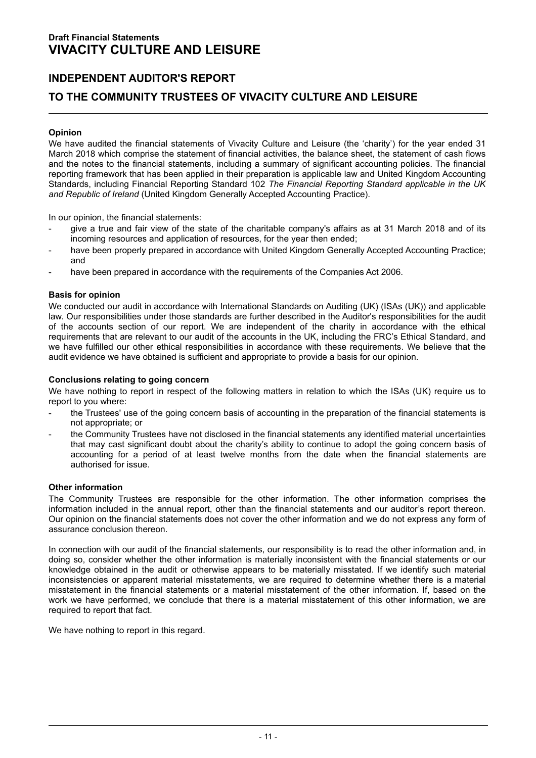**Draft Financial Statements**

# VIVACITY CULTURE AND LEISURE

## INDEPENDENT AUDITOR'S REPORT

## TO THE COMMUNITY TRUSTEES OF VIVACITY CULTURE AND LEISURE

### Opinion

We have audited the financial statements of Vivacity Culture and Leisure (the 'charity') for the year ended 31 March 2018 which comprise the statement of financial activities, the balance sheet, the statement of cash flows and the notes to the financial statements, including a summary of significant accounting policies. The financial reporting framework that has been applied in their preparation is applicable law and United Kingdom Accounting Standards, including Financial Reporting Standard 102 *The Financial Reporting Standard applicable in the UK and Republic of Ireland* (United Kingdom Generally Accepted Accounting Practice).

In our opinion, the financial statements:

- give a true and fair view of the state of the charitable company's affairs as at 31 March 2018 and of its incoming resources and application of resources, for the year then ended;
- have been properly prepared in accordance with United Kingdom Generally Accepted Accounting Practice; and
- have been prepared in accordance with the requirements of the Companies Act 2006.

### Basis for opinion

We conducted our audit in accordance with International Standards on Auditing (UK) (ISAs (UK)) and applicable law. Our responsibilities under those standards are further described in the Auditor's responsibilities for the audit of the accounts section of our report. We are independent of the charity in accordance with the ethical requirements that are relevant to our audit of the accounts in the UK, including the FRC's Ethical Standard, and we have fulfilled our other ethical responsibilities in accordance with these requirements. We believe that the audit evidence we have obtained is sufficient and appropriate to provide a basis for our opinion.

### Conclusions relating to going concern

We have nothing to report in respect of the following matters in relation to which the ISAs (UK) require us to report to you where:

- the Trustees' use of the going concern basis of accounting in the preparation of the financial statements is not appropriate; or
- the Community Trustees have not disclosed in the financial statements any identified material uncertainties that may cast significant doubt about the charity's ability to continue to adopt the going concern basis of accounting for a period of at least twelve months from the date when the financial statements are authorised for issue.

### Other information

The Community Trustees are responsible for the other information. The other information comprises the information included in the annual report, other than the financial statements and our auditor's report thereon. Our opinion on the financial statements does not cover the other information and we do not express any form of assurance conclusion thereon.

In connection with our audit of the financial statements, our responsibility is to read the other information and, in doing so, consider whether the other information is materially inconsistent with the financial statements or our knowledge obtained in the audit or otherwise appears to be materially misstated. If we identify such material inconsistencies or apparent material misstatements, we are required to determine whether there is a material misstatement in the financial statements or a material misstatement of the other information. If, based on the work we have performed, we conclude that there is a material misstatement of this other information, we are required to report that fact.

We have nothing to report in this regard.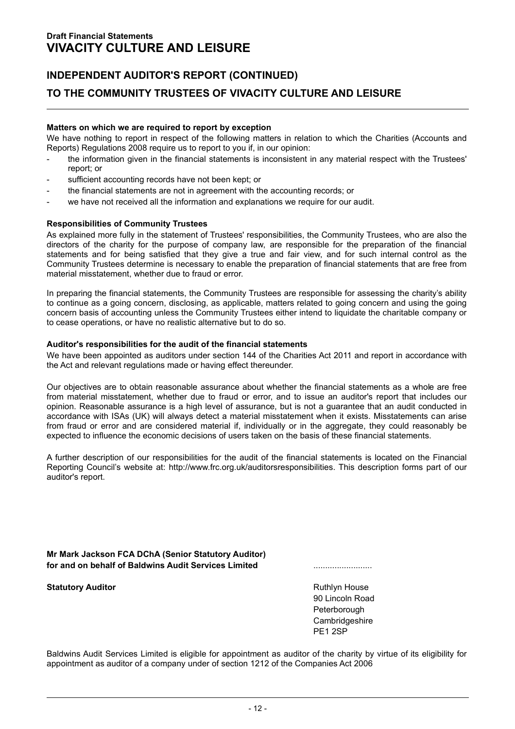## INDEPENDENT AUDITOR'S REPORT (CONTINUED)

## TO THE COMMUNITY TRUSTEES OF VIVACITY CULTURE AND LEISURE

**Matters on which we are required to report by exception**

We have nothing to report in respect of the following matters in relation to which the Charities (Accounts and Reports) Regulations 2008 require us to report to you if, in our opinion:

- the information given in the financial statements is inconsistent in any material respect with the Trustees' report; or
- sufficient accounting records have not been kept; or
- the financial statements are not in agreement with the accounting records; or
- we have not received all the information and explanations we require for our audit.

**Responsibilities of Community Trustees**

As explained more fully in the statement of Trustees' responsibilities, the Community Trustees, who are also the directors of the charity for the purpose of company law, are responsible for the preparation of the financial statements and for being satisfied that they give a true and fair view, and for such internal control as the Community Trustees determine is necessary to enable the preparation of financial statements that are free from material misstatement, whether due to fraud or error.

In preparing the financial statements, the Community Trustees are responsible for assessing the charity's ability to continue as a going concern, disclosing, as applicable, matters related to going concern and using the going concern basis of accounting unless the Community Trustees either intend to liquidate the charitable company or to cease operations, or have no realistic alternative but to do so.

**Auditor's responsibilities for the audit of the financial statements**

We have been appointed as auditors under section 144 of the Charities Act 2011 and report in accordance with the Act and relevant regulations made or having effect thereunder.

Our objectives are to obtain reasonable assurance about whether the financial statements as a whole are free from material misstatement, whether due to fraud or error, and to issue an auditor's report that includes our opinion. Reasonable assurance is a high level of assurance, but is not a guarantee that an audit conducted in accordance with ISAs (UK) will always detect a material misstatement when it exists. Misstatements can arise from fraud or error and are considered material if, individually or in the aggregate, they could reasonably be expected to influence the economic decisions of users taken on the basis of these financial statements.

A further description of our responsibilities for the audit of the financial statements is located on the Financial Reporting Council's website at: http://www.frc.org.uk/auditorsresponsibilities. This description forms part of our auditor's report.

**Mr Mark Jackson FCA DChA (Senior Statutory Auditor)**
**for and on behalf of Baldwins Audit Services Limited** .........................

**Statutory Auditor**

Ruthlyn House
90 Lincoln Road
Peterborough
Cambridgeshire
PE1 2SP

Baldwins Audit Services Limited is eligible for appointment as auditor of the charity by virtue of its eligibility for appointment as auditor of a company under of section 1212 of the Companies Act 2006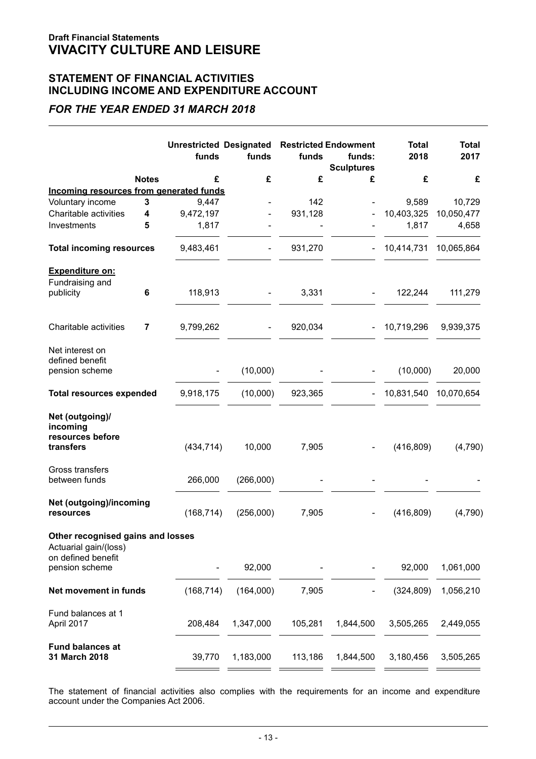**Draft Financial Statements**
# VIVACITY CULTURE AND LEISURE

## STATEMENT OF FINANCIAL ACTIVITIES INCLUDING INCOME AND EXPENDITURE ACCOUNT

### *FOR THE YEAR ENDED 31 MARCH 2018*

| | Notes | Unrestricted funds | Designated funds | Restricted funds | Endowment funds: Sculptures | Total 2018 | Total 2017 |
|---|---|---|---|---|---|---|---|
| | | £ | £ | £ | £ | £ | £ |
| **Incoming resources from generated funds** | | | | | | | |
| Voluntary income | 3 | 9,447 | - | 142 | - | 9,589 | 10,729 |
| Charitable activities | 4 | 9,472,197 | - | 931,128 | - | 10,403,325 | 10,050,477 |
| Investments | 5 | 1,817 | - | - | - | 1,817 | 4,658 |
| **Total incoming resources** | | 9,483,461 | - | 931,270 | - | 10,414,731 | 10,065,864 |
| **Expenditure on:** | | | | | | | |
| Fundraising and publicity | 6 | 118,913 | - | 3,331 | - | 122,244 | 111,279 |
| Charitable activities | 7 | 9,799,262 | - | 920,034 | - | 10,719,296 | 9,939,375 |
| Net interest on defined benefit pension scheme | | - | (10,000) | - | - | (10,000) | 20,000 |
| **Total resources expended** | | 9,918,175 | (10,000) | 923,365 | - | 10,831,540 | 10,070,654 |
| **Net (outgoing)/ incoming resources before transfers** | | (434,714) | 10,000 | 7,905 | - | (416,809) | (4,790) |
| Gross transfers between funds | | 266,000 | (266,000) | - | - | - | - |
| **Net (outgoing)/incoming resources** | | (168,714) | (256,000) | 7,905 | - | (416,809) | (4,790) |
| **Other recognised gains and losses** | | | | | | | |
| Actuarial gain/(loss) on defined benefit pension scheme | | - | 92,000 | - | - | 92,000 | 1,061,000 |
| **Net movement in funds** | | (168,714) | (164,000) | 7,905 | - | (324,809) | 1,056,210 |
| Fund balances at 1 April 2017 | | 208,484 | 1,347,000 | 105,281 | 1,844,500 | 3,505,265 | 2,449,055 |
| **Fund balances at 31 March 2018** | | 39,770 | 1,183,000 | 113,186 | 1,844,500 | 3,180,456 | 3,505,265 |

The statement of financial activities also complies with the requirements for an income and expenditure account under the Companies Act 2006.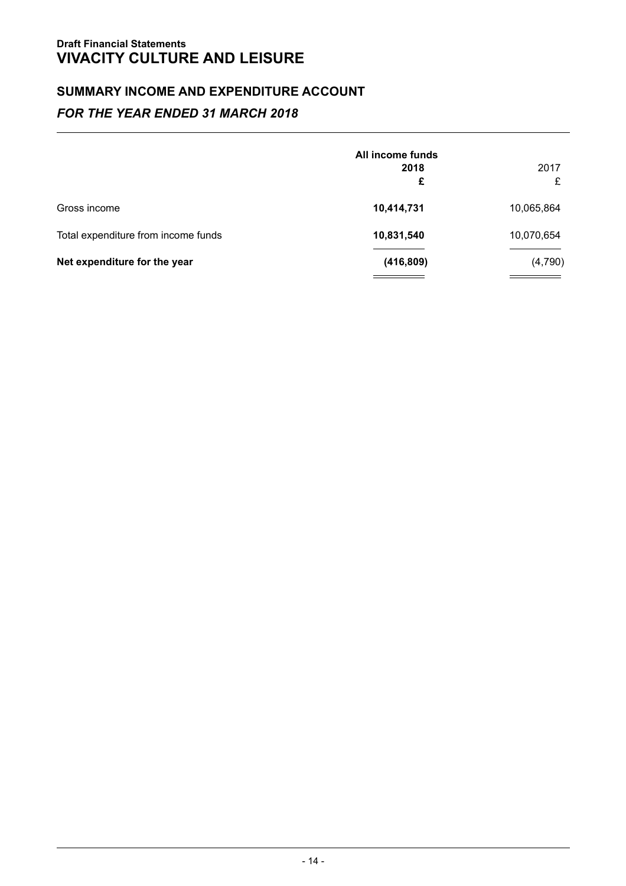**Draft Financial Statements**

# VIVACITY CULTURE AND LEISURE

## SUMMARY INCOME AND EXPENDITURE ACCOUNT

### *FOR THE YEAR ENDED 31 MARCH 2018*

| | All income funds 2018 £ | 2017 £ |
|---|---|---|
| Gross income | **10,414,731** | 10,065,864 |
| Total expenditure from income funds | **10,831,540** | 10,070,654 |
| **Net expenditure for the year** | **(416,809)** | (4,790) |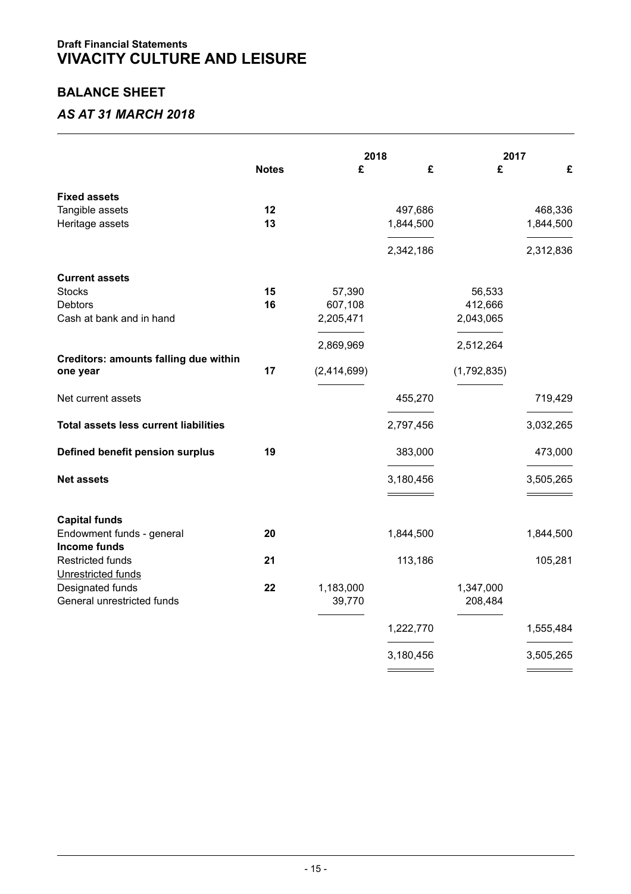**Draft Financial Statements**
# VIVACITY CULTURE AND LEISURE

## BALANCE SHEET

### *AS AT 31 MARCH 2018*

| | Notes | 2018 £ | 2018 £ | 2017 £ | 2017 £ |
|---|---|---|---|---|---|
| **Fixed assets** | | | | | |
| Tangible assets | 12 | | 497,686 | | 468,336 |
| Heritage assets | 13 | | 1,844,500 | | 1,844,500 |
| | | | 2,342,186 | | 2,312,836 |
| **Current assets** | | | | | |
| Stocks | 15 | 57,390 | | 56,533 | |
| Debtors | 16 | 607,108 | | 412,666 | |
| Cash at bank and in hand | | 2,205,471 | | 2,043,065 | |
| | | 2,869,969 | | 2,512,264 | |
| **Creditors: amounts falling due within one year** | 17 | (2,414,699) | | (1,792,835) | |
| Net current assets | | | 455,270 | | 719,429 |
| **Total assets less current liabilities** | | | 2,797,456 | | 3,032,265 |
| **Defined benefit pension surplus** | 19 | | 383,000 | | 473,000 |
| **Net assets** | | | 3,180,456 | | 3,505,265 |
| **Capital funds** | | | | | |
| Endowment funds - general | 20 | | 1,844,500 | | 1,844,500 |
| **Income funds** | | | | | |
| Restricted funds | 21 | | 113,186 | | 105,281 |
| Unrestricted funds | | | | | |
| Designated funds | 22 | 1,183,000 | | 1,347,000 | |
| General unrestricted funds | | 39,770 | | 208,484 | |
| | | | 1,222,770 | | 1,555,484 |
| | | | 3,180,456 | | 3,505,265 |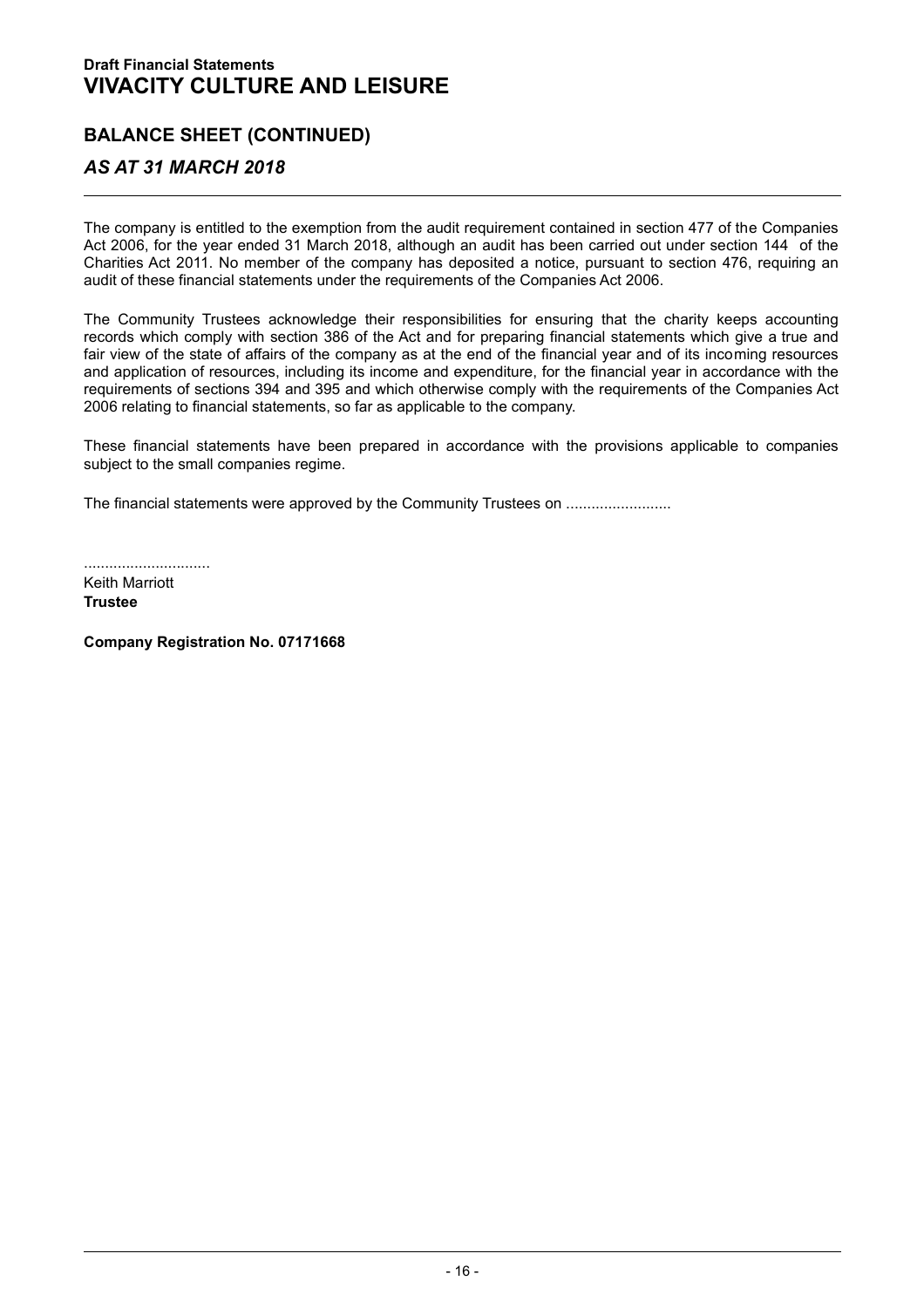**Draft Financial Statements**

# VIVACITY CULTURE AND LEISURE

## BALANCE SHEET (CONTINUED)

### *AS AT 31 MARCH 2018*

The company is entitled to the exemption from the audit requirement contained in section 477 of the Companies Act 2006, for the year ended 31 March 2018, although an audit has been carried out under section 144 of the Charities Act 2011. No member of the company has deposited a notice, pursuant to section 476, requiring an audit of these financial statements under the requirements of the Companies Act 2006.

The Community Trustees acknowledge their responsibilities for ensuring that the charity keeps accounting records which comply with section 386 of the Act and for preparing financial statements which give a true and fair view of the state of affairs of the company as at the end of the financial year and of its incoming resources and application of resources, including its income and expenditure, for the financial year in accordance with the requirements of sections 394 and 395 and which otherwise comply with the requirements of the Companies Act 2006 relating to financial statements, so far as applicable to the company.

These financial statements have been prepared in accordance with the provisions applicable to companies subject to the small companies regime.

The financial statements were approved by the Community Trustees on .........................

..............................
Keith Marriott
**Trustee**

**Company Registration No. 07171668**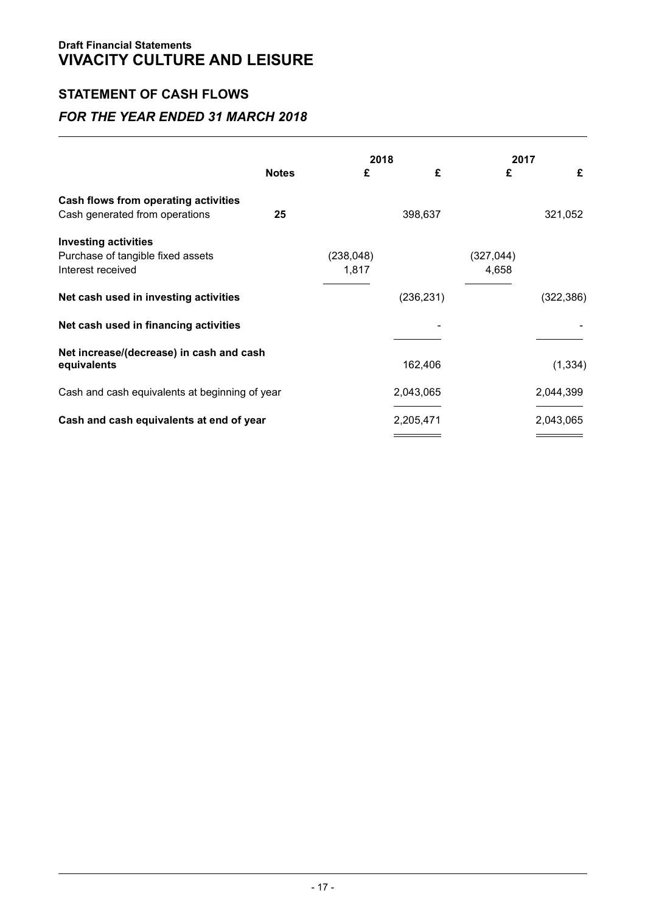**Draft Financial Statements**

# VIVACITY CULTURE AND LEISURE

## STATEMENT OF CASH FLOWS

### *FOR THE YEAR ENDED 31 MARCH 2018*

| | Notes | 2018 £ | 2018 £ | 2017 £ | 2017 £ |
|---|---|---|---|---|---|
| **Cash flows from operating activities** | | | | | |
| Cash generated from operations | **25** | | 398,637 | | 321,052 |
| **Investing activities** | | | | | |
| Purchase of tangible fixed assets | | (238,048) | | (327,044) | |
| Interest received | | 1,817 | | 4,658 | |
| **Net cash used in investing activities** | | | (236,231) | | (322,386) |
| **Net cash used in financing activities** | | | - | | - |
| **Net increase/(decrease) in cash and cash equivalents** | | | 162,406 | | (1,334) |
| Cash and cash equivalents at beginning of year | | | 2,043,065 | | 2,044,399 |
| **Cash and cash equivalents at end of year** | | | 2,205,471 | | 2,043,065 |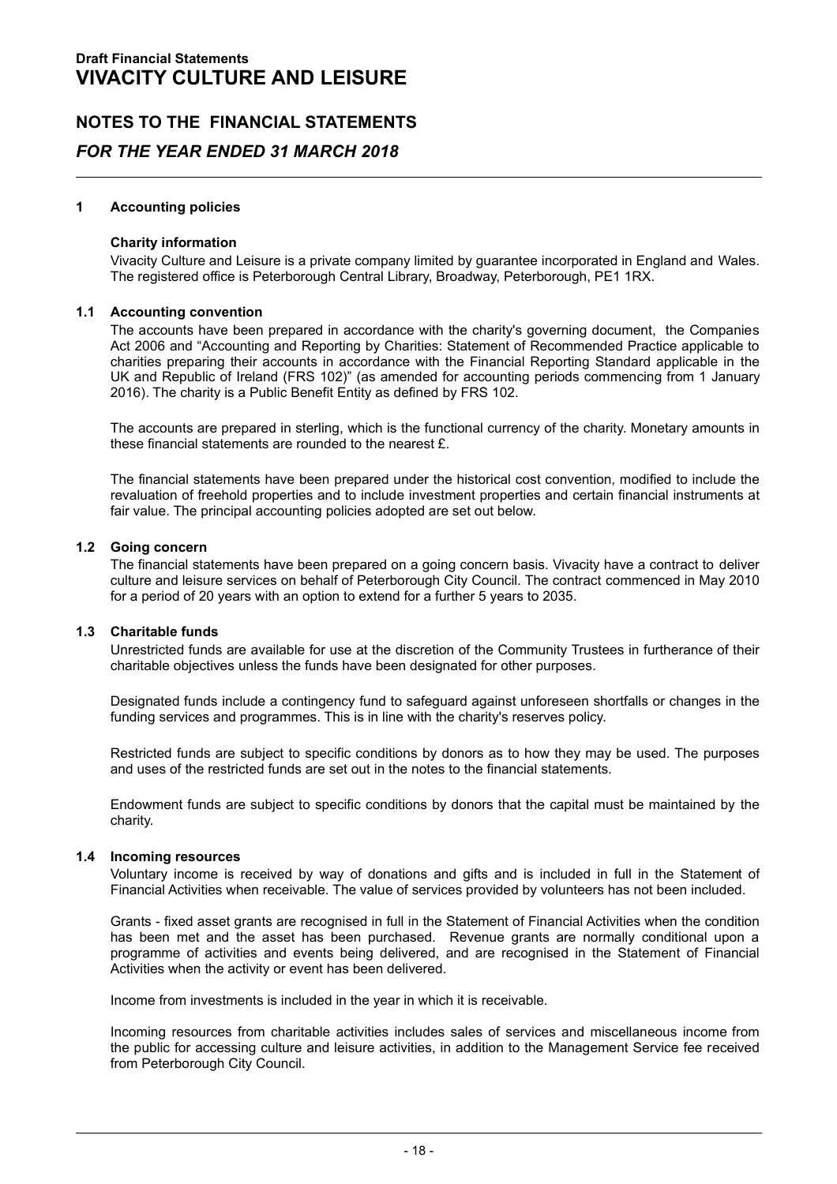# NOTES TO THE FINANCIAL STATEMENTS

## *FOR THE YEAR ENDED 31 MARCH 2018*

### 1 Accounting policies

**Charity information**

Vivacity Culture and Leisure is a private company limited by guarantee incorporated in England and Wales. The registered office is Peterborough Central Library, Broadway, Peterborough, PE1 1RX.

### 1.1 Accounting convention

The accounts have been prepared in accordance with the charity's governing document, the Companies Act 2006 and "Accounting and Reporting by Charities: Statement of Recommended Practice applicable to charities preparing their accounts in accordance with the Financial Reporting Standard applicable in the UK and Republic of Ireland (FRS 102)" (as amended for accounting periods commencing from 1 January 2016). The charity is a Public Benefit Entity as defined by FRS 102.

The accounts are prepared in sterling, which is the functional currency of the charity. Monetary amounts in these financial statements are rounded to the nearest £.

The financial statements have been prepared under the historical cost convention, modified to include the revaluation of freehold properties and to include investment properties and certain financial instruments at fair value. The principal accounting policies adopted are set out below.

### 1.2 Going concern

The financial statements have been prepared on a going concern basis. Vivacity have a contract to deliver culture and leisure services on behalf of Peterborough City Council. The contract commenced in May 2010 for a period of 20 years with an option to extend for a further 5 years to 2035.

### 1.3 Charitable funds

Unrestricted funds are available for use at the discretion of the Community Trustees in furtherance of their charitable objectives unless the funds have been designated for other purposes.

Designated funds include a contingency fund to safeguard against unforeseen shortfalls or changes in the funding services and programmes. This is in line with the charity's reserves policy.

Restricted funds are subject to specific conditions by donors as to how they may be used. The purposes and uses of the restricted funds are set out in the notes to the financial statements.

Endowment funds are subject to specific conditions by donors that the capital must be maintained by the charity.

### 1.4 Incoming resources

Voluntary income is received by way of donations and gifts and is included in full in the Statement of Financial Activities when receivable. The value of services provided by volunteers has not been included.

Grants - fixed asset grants are recognised in full in the Statement of Financial Activities when the condition has been met and the asset has been purchased. Revenue grants are normally conditional upon a programme of activities and events being delivered, and are recognised in the Statement of Financial Activities when the activity or event has been delivered.

Income from investments is included in the year in which it is receivable.

Incoming resources from charitable activities includes sales of services and miscellaneous income from the public for accessing culture and leisure activities, in addition to the Management Service fee received from Peterborough City Council.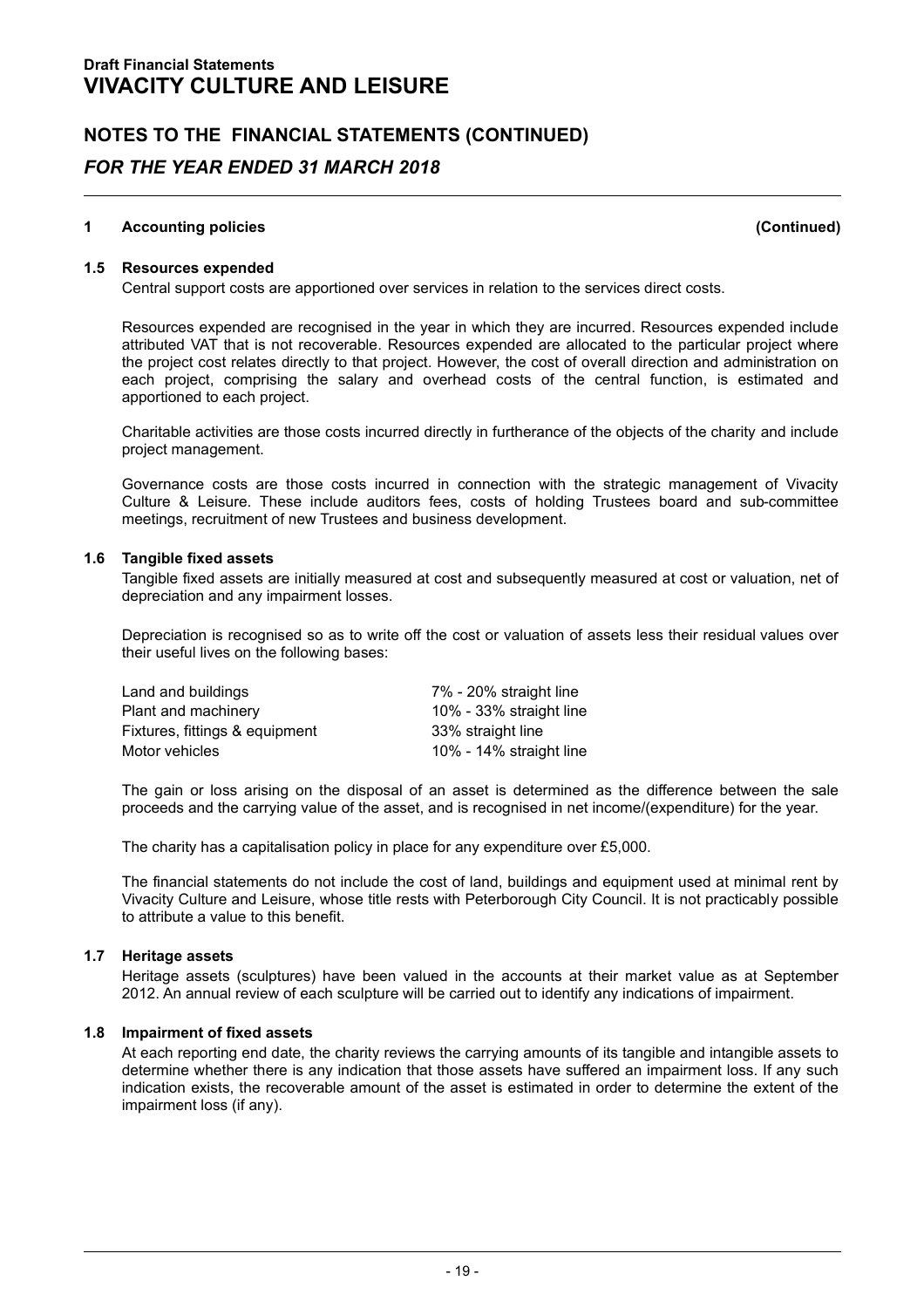Draft Financial Statements

# VIVACITY CULTURE AND LEISURE

## NOTES TO THE FINANCIAL STATEMENTS (CONTINUED)

## *FOR THE YEAR ENDED 31 MARCH 2018*

### 1 Accounting policies (Continued)

### 1.5 Resources expended

Central support costs are apportioned over services in relation to the services direct costs.

Resources expended are recognised in the year in which they are incurred. Resources expended include attributed VAT that is not recoverable. Resources expended are allocated to the particular project where the project cost relates directly to that project. However, the cost of overall direction and administration on each project, comprising the salary and overhead costs of the central function, is estimated and apportioned to each project.

Charitable activities are those costs incurred directly in furtherance of the objects of the charity and include project management.

Governance costs are those costs incurred in connection with the strategic management of Vivacity Culture & Leisure. These include auditors fees, costs of holding Trustees board and sub-committee meetings, recruitment of new Trustees and business development.

### 1.6 Tangible fixed assets

Tangible fixed assets are initially measured at cost and subsequently measured at cost or valuation, net of depreciation and any impairment losses.

Depreciation is recognised so as to write off the cost or valuation of assets less their residual values over their useful lives on the following bases:

| | |
|---|---|
| Land and buildings | 7% - 20% straight line |
| Plant and machinery | 10% - 33% straight line |
| Fixtures, fittings & equipment | 33% straight line |
| Motor vehicles | 10% - 14% straight line |

The gain or loss arising on the disposal of an asset is determined as the difference between the sale proceeds and the carrying value of the asset, and is recognised in net income/(expenditure) for the year.

The charity has a capitalisation policy in place for any expenditure over £5,000.

The financial statements do not include the cost of land, buildings and equipment used at minimal rent by Vivacity Culture and Leisure, whose title rests with Peterborough City Council. It is not practicably possible to attribute a value to this benefit.

### 1.7 Heritage assets

Heritage assets (sculptures) have been valued in the accounts at their market value as at September 2012. An annual review of each sculpture will be carried out to identify any indications of impairment.

### 1.8 Impairment of fixed assets

At each reporting end date, the charity reviews the carrying amounts of its tangible and intangible assets to determine whether there is any indication that those assets have suffered an impairment loss. If any such indication exists, the recoverable amount of the asset is estimated in order to determine the extent of the impairment loss (if any).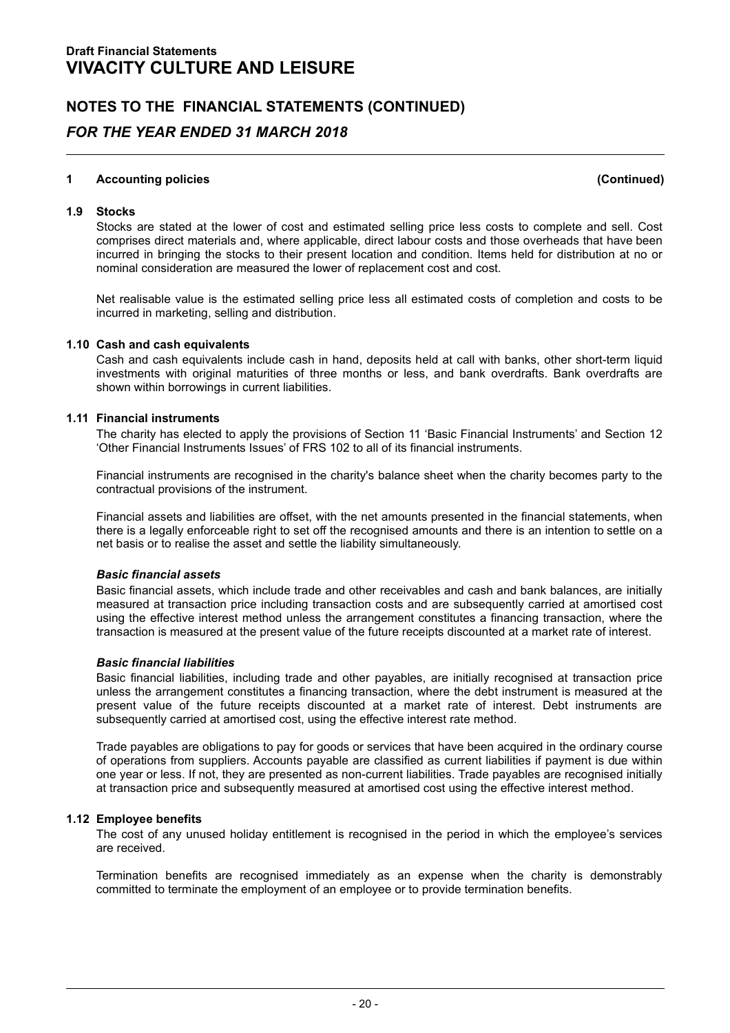## 1 Accounting policies (Continued)

### 1.9 Stocks

Stocks are stated at the lower of cost and estimated selling price less costs to complete and sell. Cost comprises direct materials and, where applicable, direct labour costs and those overheads that have been incurred in bringing the stocks to their present location and condition. Items held for distribution at no or nominal consideration are measured the lower of replacement cost and cost.

Net realisable value is the estimated selling price less all estimated costs of completion and costs to be incurred in marketing, selling and distribution.

### 1.10 Cash and cash equivalents

Cash and cash equivalents include cash in hand, deposits held at call with banks, other short-term liquid investments with original maturities of three months or less, and bank overdrafts. Bank overdrafts are shown within borrowings in current liabilities.

### 1.11 Financial instruments

The charity has elected to apply the provisions of Section 11 'Basic Financial Instruments' and Section 12 'Other Financial Instruments Issues' of FRS 102 to all of its financial instruments.

Financial instruments are recognised in the charity's balance sheet when the charity becomes party to the contractual provisions of the instrument.

Financial assets and liabilities are offset, with the net amounts presented in the financial statements, when there is a legally enforceable right to set off the recognised amounts and there is an intention to settle on a net basis or to realise the asset and settle the liability simultaneously.

***Basic financial assets***

Basic financial assets, which include trade and other receivables and cash and bank balances, are initially measured at transaction price including transaction costs and are subsequently carried at amortised cost using the effective interest method unless the arrangement constitutes a financing transaction, where the transaction is measured at the present value of the future receipts discounted at a market rate of interest.

***Basic financial liabilities***

Basic financial liabilities, including trade and other payables, are initially recognised at transaction price unless the arrangement constitutes a financing transaction, where the debt instrument is measured at the present value of the future receipts discounted at a market rate of interest. Debt instruments are subsequently carried at amortised cost, using the effective interest rate method.

Trade payables are obligations to pay for goods or services that have been acquired in the ordinary course of operations from suppliers. Accounts payable are classified as current liabilities if payment is due within one year or less. If not, they are presented as non-current liabilities. Trade payables are recognised initially at transaction price and subsequently measured at amortised cost using the effective interest method.

### 1.12 Employee benefits

The cost of any unused holiday entitlement is recognised in the period in which the employee's services are received.

Termination benefits are recognised immediately as an expense when the charity is demonstrably committed to terminate the employment of an employee or to provide termination benefits.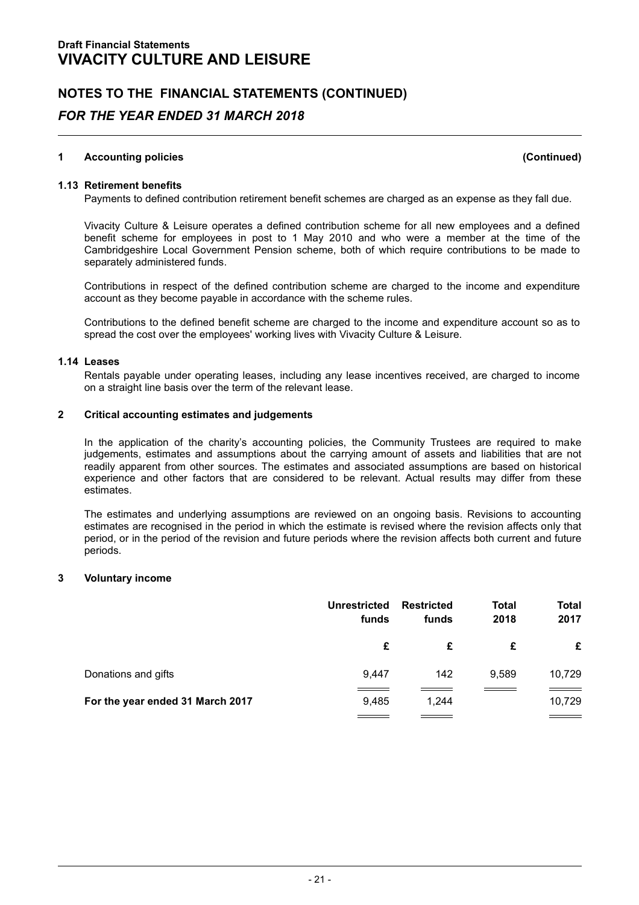**Draft Financial Statements**

# VIVACITY CULTURE AND LEISURE

## NOTES TO THE FINANCIAL STATEMENTS (CONTINUED)

## *FOR THE YEAR ENDED 31 MARCH 2018*

**1 Accounting policies** **(Continued)**

**1.13 Retirement benefits**

Payments to defined contribution retirement benefit schemes are charged as an expense as they fall due.

Vivacity Culture & Leisure operates a defined contribution scheme for all new employees and a defined benefit scheme for employees in post to 1 May 2010 and who were a member at the time of the Cambridgeshire Local Government Pension scheme, both of which require contributions to be made to separately administered funds.

Contributions in respect of the defined contribution scheme are charged to the income and expenditure account as they become payable in accordance with the scheme rules.

Contributions to the defined benefit scheme are charged to the income and expenditure account so as to spread the cost over the employees' working lives with Vivacity Culture & Leisure.

**1.14 Leases**

Rentals payable under operating leases, including any lease incentives received, are charged to income on a straight line basis over the term of the relevant lease.

**2 Critical accounting estimates and judgements**

In the application of the charity's accounting policies, the Community Trustees are required to make judgements, estimates and assumptions about the carrying amount of assets and liabilities that are not readily apparent from other sources. The estimates and associated assumptions are based on historical experience and other factors that are considered to be relevant. Actual results may differ from these estimates.

The estimates and underlying assumptions are reviewed on an ongoing basis. Revisions to accounting estimates are recognised in the period in which the estimate is revised where the revision affects only that period, or in the period of the revision and future periods where the revision affects both current and future periods.

**3 Voluntary income**

| | Unrestricted funds | Restricted funds | Total 2018 | Total 2017 |
|---|---|---|---|---|
| | £ | £ | £ | £ |
| Donations and gifts | 9,447 | 142 | 9,589 | 10,729 |
| **For the year ended 31 March 2017** | 9,485 | 1,244 | | 10,729 |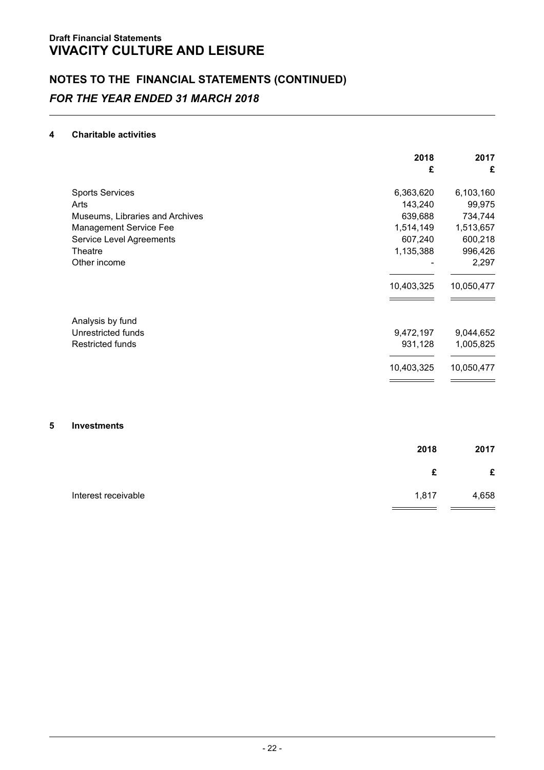**Draft Financial Statements**
# VIVACITY CULTURE AND LEISURE

## NOTES TO THE FINANCIAL STATEMENTS (CONTINUED)
### *FOR THE YEAR ENDED 31 MARCH 2018*

### 4 Charitable activities

| | 2018 £ | 2017 £ |
|---|---|---|
| Sports Services | 6,363,620 | 6,103,160 |
| Arts | 143,240 | 99,975 |
| Museums, Libraries and Archives | 639,688 | 734,744 |
| Management Service Fee | 1,514,149 | 1,513,657 |
| Service Level Agreements | 607,240 | 600,218 |
| Theatre | 1,135,388 | 996,426 |
| Other income | - | 2,297 |
| | 10,403,325 | 10,050,477 |
| Analysis by fund | | |
| Unrestricted funds | 9,472,197 | 9,044,652 |
| Restricted funds | 931,128 | 1,005,825 |
| | 10,403,325 | 10,050,477 |

### 5 Investments

| | 2018 £ | 2017 £ |
|---|---|---|
| Interest receivable | 1,817 | 4,658 |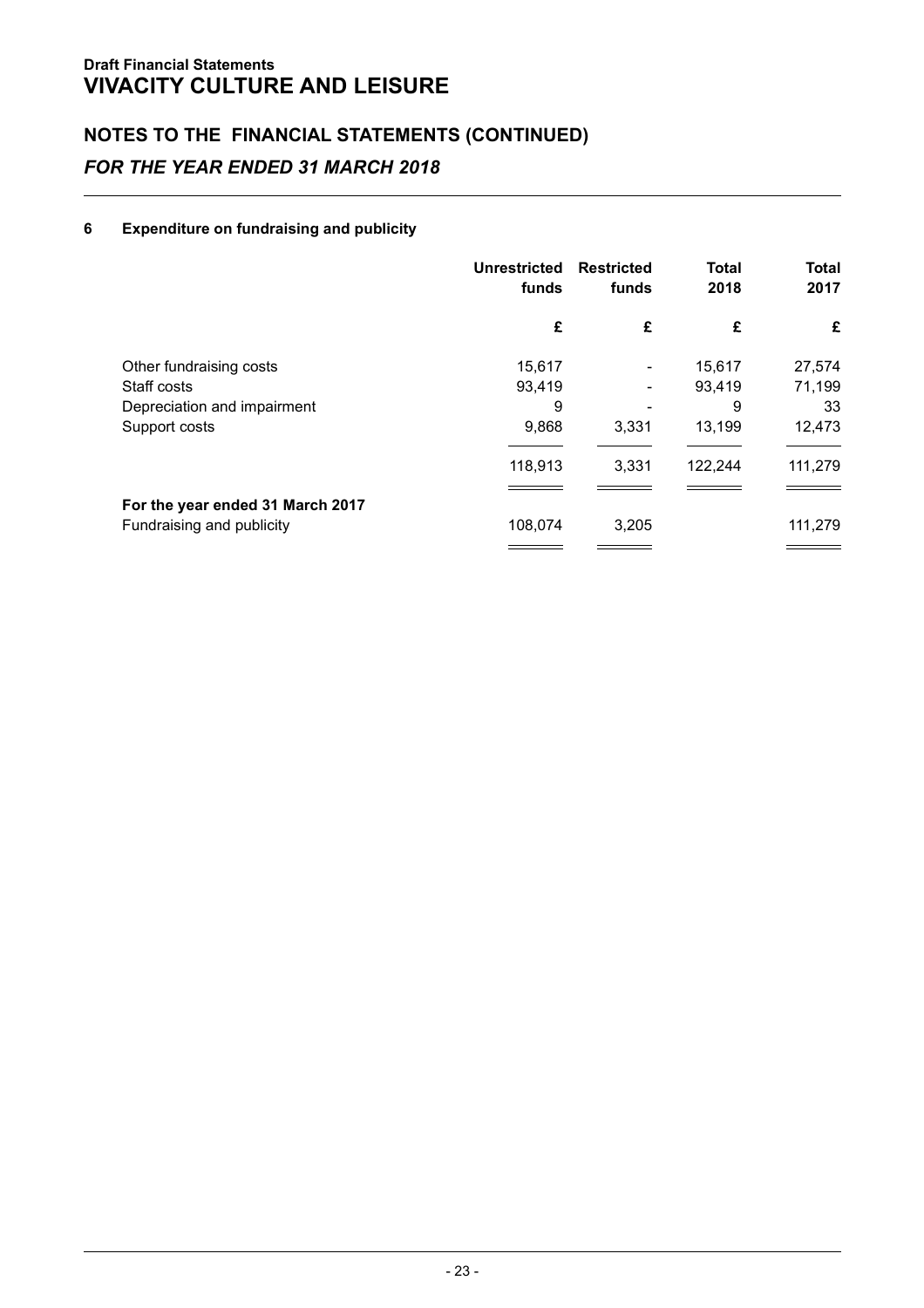**Draft Financial Statements**
# VIVACITY CULTURE AND LEISURE

## NOTES TO THE FINANCIAL STATEMENTS (CONTINUED)
### *FOR THE YEAR ENDED 31 MARCH 2018*

### 6 Expenditure on fundraising and publicity

| | Unrestricted funds | Restricted funds | Total 2018 | Total 2017 |
|---|---|---|---|---|
| | £ | £ | £ | £ |
| Other fundraising costs | 15,617 | - | 15,617 | 27,574 |
| Staff costs | 93,419 | - | 93,419 | 71,199 |
| Depreciation and impairment | 9 | - | 9 | 33 |
| Support costs | 9,868 | 3,331 | 13,199 | 12,473 |
| | 118,913 | 3,331 | 122,244 | 111,279 |
| **For the year ended 31 March 2017** | | | | |
| Fundraising and publicity | 108,074 | 3,205 | | 111,279 |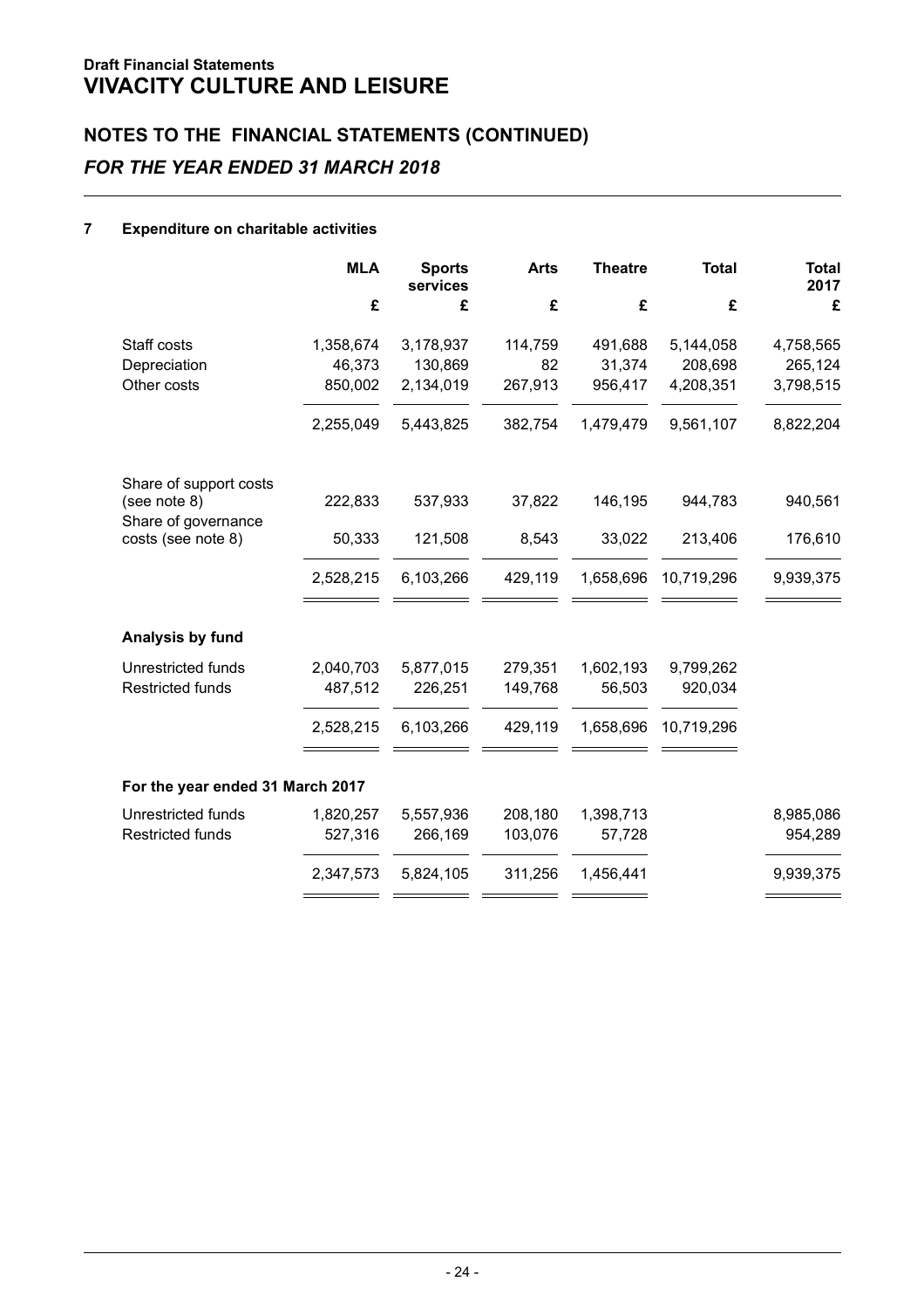**Draft Financial Statements**

# VIVACITY CULTURE AND LEISURE

## NOTES TO THE FINANCIAL STATEMENTS (CONTINUED)

### *FOR THE YEAR ENDED 31 MARCH 2018*

**7 Expenditure on charitable activities**

| | MLA | Sports services | Arts | Theatre | Total | Total 2017 |
|---|---|---|---|---|---|---|
| | £ | £ | £ | £ | £ | £ |
| Staff costs | 1,358,674 | 3,178,937 | 114,759 | 491,688 | 5,144,058 | 4,758,565 |
| Depreciation | 46,373 | 130,869 | 82 | 31,374 | 208,698 | 265,124 |
| Other costs | 850,002 | 2,134,019 | 267,913 | 956,417 | 4,208,351 | 3,798,515 |
| | 2,255,049 | 5,443,825 | 382,754 | 1,479,479 | 9,561,107 | 8,822,204 |
| Share of support costs (see note 8) | 222,833 | 537,933 | 37,822 | 146,195 | 944,783 | 940,561 |
| Share of governance costs (see note 8) | 50,333 | 121,508 | 8,543 | 33,022 | 213,406 | 176,610 |
| | 2,528,215 | 6,103,266 | 429,119 | 1,658,696 | 10,719,296 | 9,939,375 |
| **Analysis by fund** | | | | | | |
| Unrestricted funds | 2,040,703 | 5,877,015 | 279,351 | 1,602,193 | 9,799,262 | |
| Restricted funds | 487,512 | 226,251 | 149,768 | 56,503 | 920,034 | |
| | 2,528,215 | 6,103,266 | 429,119 | 1,658,696 | 10,719,296 | |
| **For the year ended 31 March 2017** | | | | | | |
| Unrestricted funds | 1,820,257 | 5,557,936 | 208,180 | 1,398,713 | | 8,985,086 |
| Restricted funds | 527,316 | 266,169 | 103,076 | 57,728 | | 954,289 |
| | 2,347,573 | 5,824,105 | 311,256 | 1,456,441 | | 9,939,375 |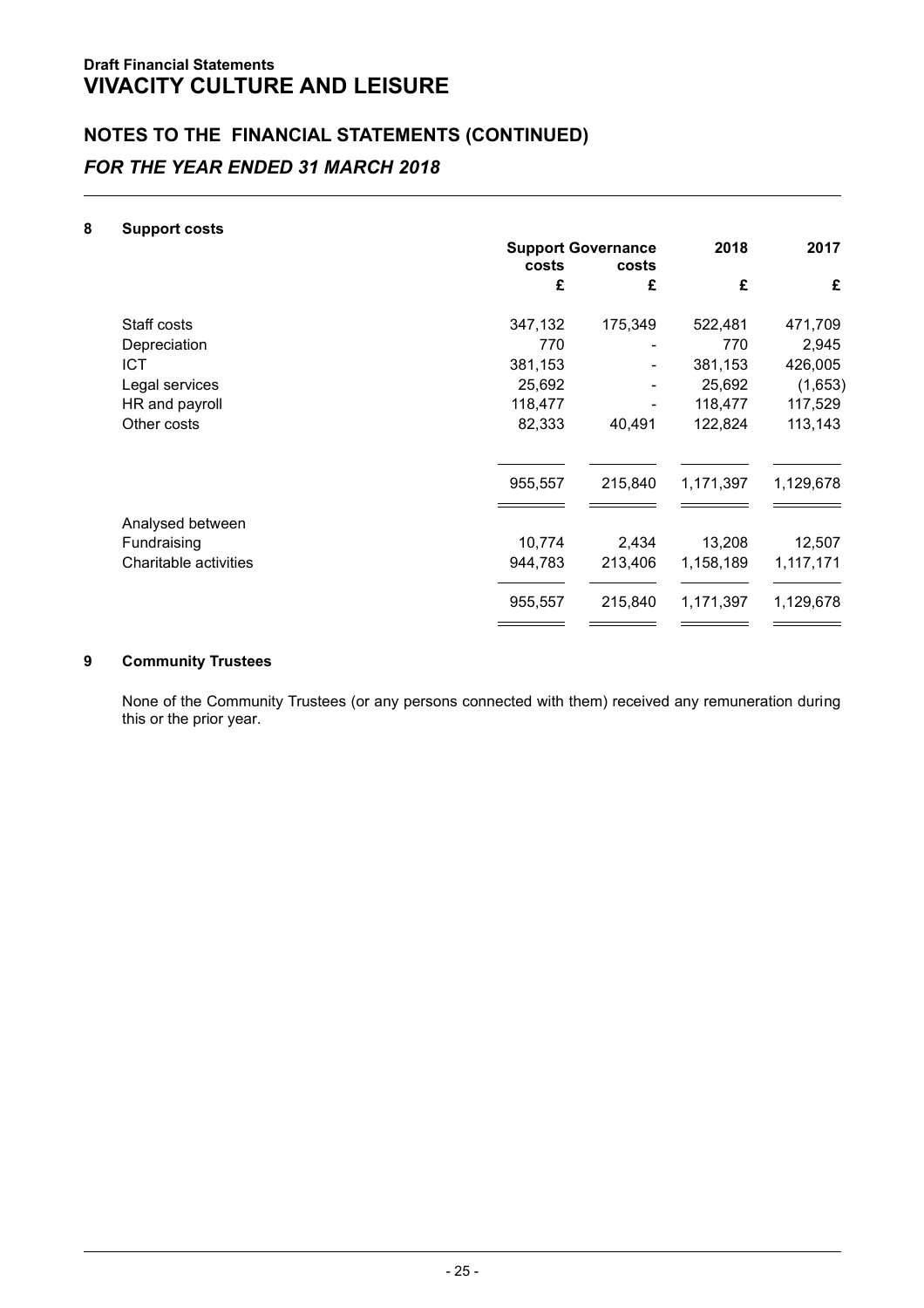**Draft Financial Statements**
# VIVACITY CULTURE AND LEISURE

## NOTES TO THE FINANCIAL STATEMENTS (CONTINUED)
### *FOR THE YEAR ENDED 31 MARCH 2018*

### 8 Support costs

| | Support costs | Governance costs | 2018 | 2017 |
|---|---|---|---|---|
| | £ | £ | £ | £ |
| Staff costs | 347,132 | 175,349 | 522,481 | 471,709 |
| Depreciation | 770 | - | 770 | 2,945 |
| ICT | 381,153 | - | 381,153 | 426,005 |
| Legal services | 25,692 | - | 25,692 | (1,653) |
| HR and payroll | 118,477 | - | 118,477 | 117,529 |
| Other costs | 82,333 | 40,491 | 122,824 | 113,143 |
| | 955,557 | 215,840 | 1,171,397 | 1,129,678 |
| Analysed between | | | | |
| Fundraising | 10,774 | 2,434 | 13,208 | 12,507 |
| Charitable activities | 944,783 | 213,406 | 1,158,189 | 1,117,171 |
| | 955,557 | 215,840 | 1,171,397 | 1,129,678 |

### 9 Community Trustees

None of the Community Trustees (or any persons connected with them) received any remuneration during this or the prior year.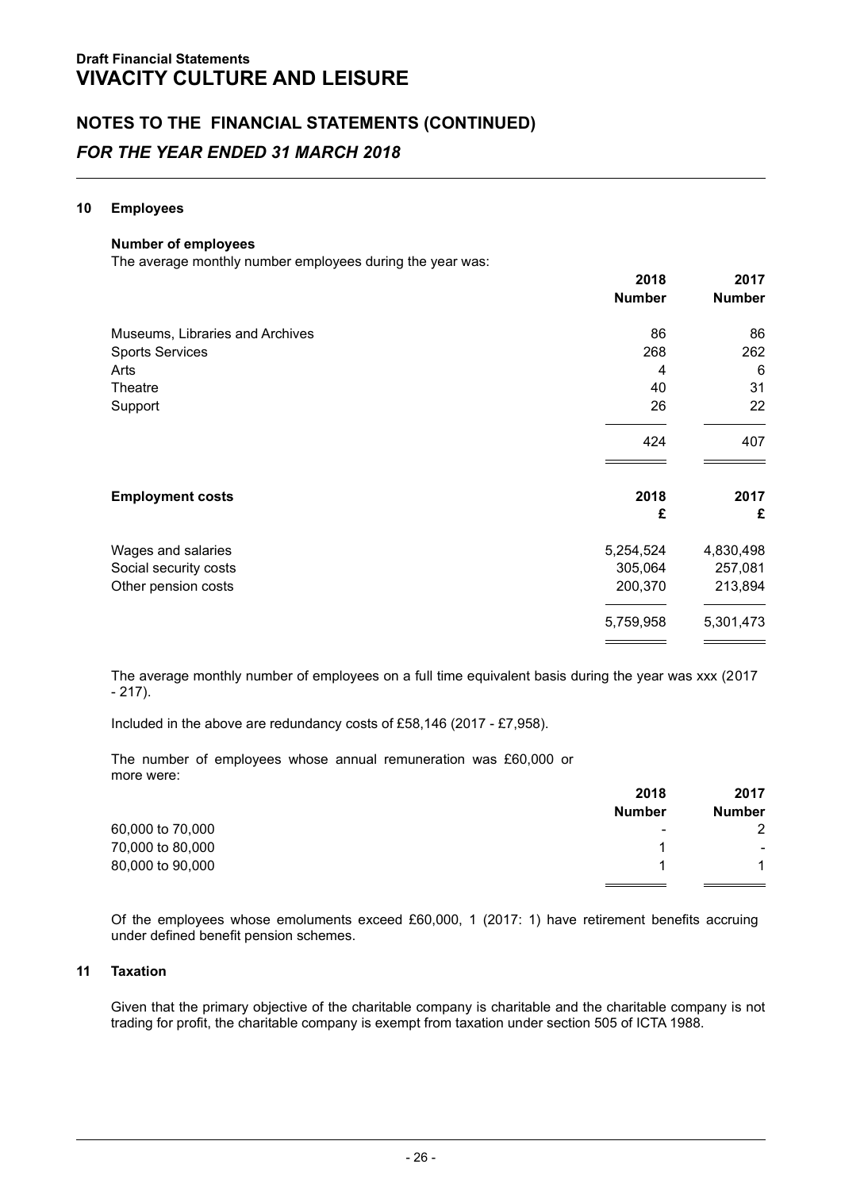**Draft Financial Statements**
# VIVACITY CULTURE AND LEISURE

## NOTES TO THE FINANCIAL STATEMENTS (CONTINUED)
## *FOR THE YEAR ENDED 31 MARCH 2018*

### 10 Employees

**Number of employees**

The average monthly number employees during the year was:

| | 2018 Number | 2017 Number |
|---|---|---|
| Museums, Libraries and Archives | 86 | 86 |
| Sports Services | 268 | 262 |
| Arts | 4 | 6 |
| Theatre | 40 | 31 |
| Support | 26 | 22 |
| | 424 | 407 |

| **Employment costs** | 2018 £ | 2017 £ |
|---|---|---|
| Wages and salaries | 5,254,524 | 4,830,498 |
| Social security costs | 305,064 | 257,081 |
| Other pension costs | 200,370 | 213,894 |
| | 5,759,958 | 5,301,473 |

The average monthly number of employees on a full time equivalent basis during the year was xxx (2017 - 217).

Included in the above are redundancy costs of £58,146 (2017 - £7,958).

The number of employees whose annual remuneration was £60,000 or more were:

| | 2018 Number | 2017 Number |
|---|---|---|
| 60,000 to 70,000 | - | 2 |
| 70,000 to 80,000 | 1 | - |
| 80,000 to 90,000 | 1 | 1 |

Of the employees whose emoluments exceed £60,000, 1 (2017: 1) have retirement benefits accruing under defined benefit pension schemes.

### 11 Taxation

Given that the primary objective of the charitable company is charitable and the charitable company is not trading for profit, the charitable company is exempt from taxation under section 505 of ICTA 1988.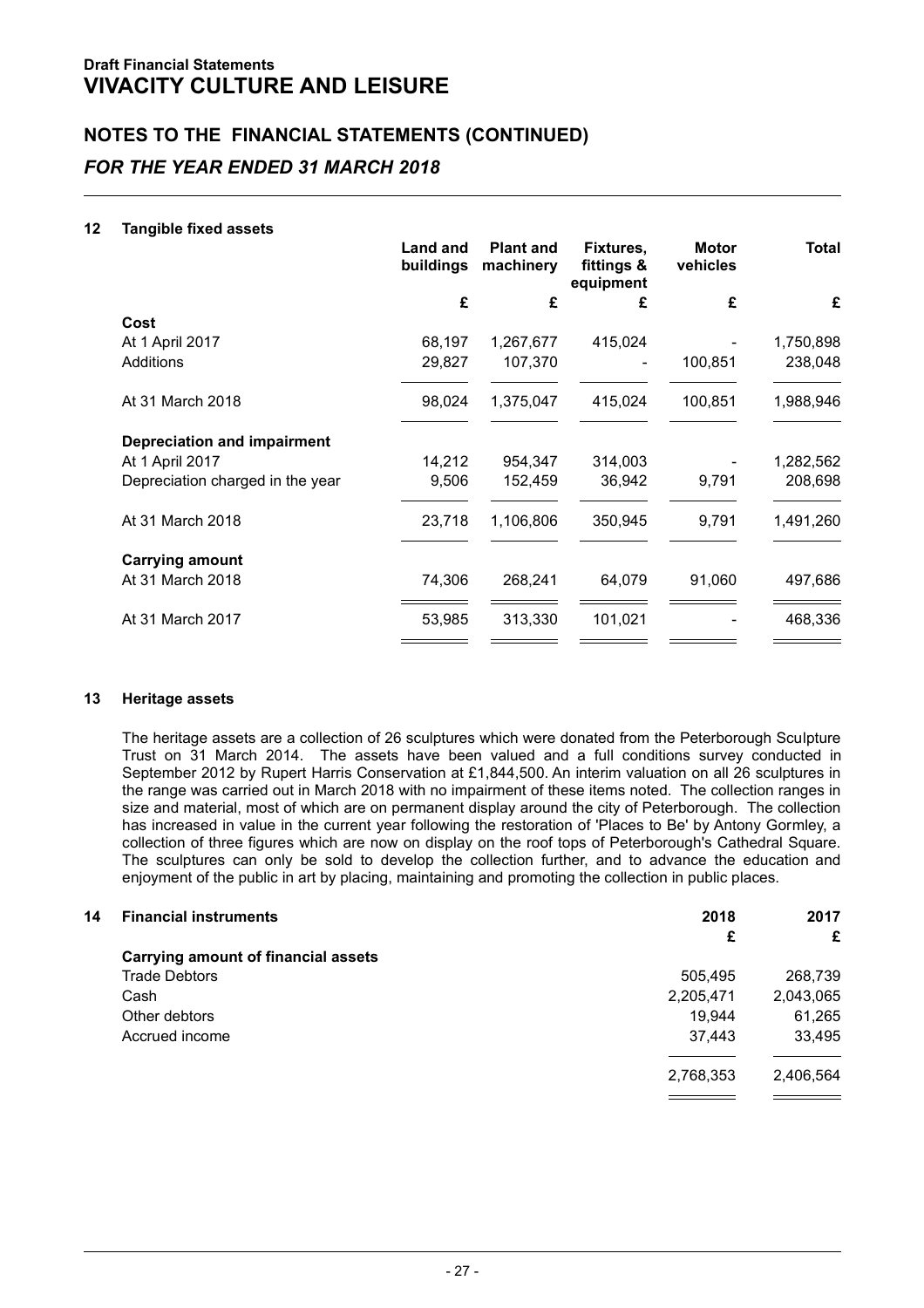**Draft Financial Statements**
# VIVACITY CULTURE AND LEISURE

## NOTES TO THE FINANCIAL STATEMENTS (CONTINUED)
### *FOR THE YEAR ENDED 31 MARCH 2018*

**12 Tangible fixed assets**

| | Land and buildings | Plant and machinery | Fixtures, fittings & equipment | Motor vehicles | Total |
|---|---|---|---|---|---|
| | £ | £ | £ | £ | £ |
| **Cost** | | | | | |
| At 1 April 2017 | 68,197 | 1,267,677 | 415,024 | - | 1,750,898 |
| Additions | 29,827 | 107,370 | - | 100,851 | 238,048 |
| At 31 March 2018 | 98,024 | 1,375,047 | 415,024 | 100,851 | 1,988,946 |
| **Depreciation and impairment** | | | | | |
| At 1 April 2017 | 14,212 | 954,347 | 314,003 | - | 1,282,562 |
| Depreciation charged in the year | 9,506 | 152,459 | 36,942 | 9,791 | 208,698 |
| At 31 March 2018 | 23,718 | 1,106,806 | 350,945 | 9,791 | 1,491,260 |
| **Carrying amount** | | | | | |
| At 31 March 2018 | 74,306 | 268,241 | 64,079 | 91,060 | 497,686 |
| At 31 March 2017 | 53,985 | 313,330 | 101,021 | - | 468,336 |

**13 Heritage assets**

The heritage assets are a collection of 26 sculptures which were donated from the Peterborough Sculpture Trust on 31 March 2014. The assets have been valued and a full conditions survey conducted in September 2012 by Rupert Harris Conservation at £1,844,500. An interim valuation on all 26 sculptures in the range was carried out in March 2018 with no impairment of these items noted. The collection ranges in size and material, most of which are on permanent display around the city of Peterborough. The collection has increased in value in the current year following the restoration of 'Places to Be' by Antony Gormley, a collection of three figures which are now on display on the roof tops of Peterborough's Cathedral Square. The sculptures can only be sold to develop the collection further, and to advance the education and enjoyment of the public in art by placing, maintaining and promoting the collection in public places.

**14 Financial instruments**

| | 2018 | 2017 |
|---|---|---|
| | £ | £ |
| **Carrying amount of financial assets** | | |
| Trade Debtors | 505,495 | 268,739 |
| Cash | 2,205,471 | 2,043,065 |
| Other debtors | 19,944 | 61,265 |
| Accrued income | 37,443 | 33,495 |
| | 2,768,353 | 2,406,564 |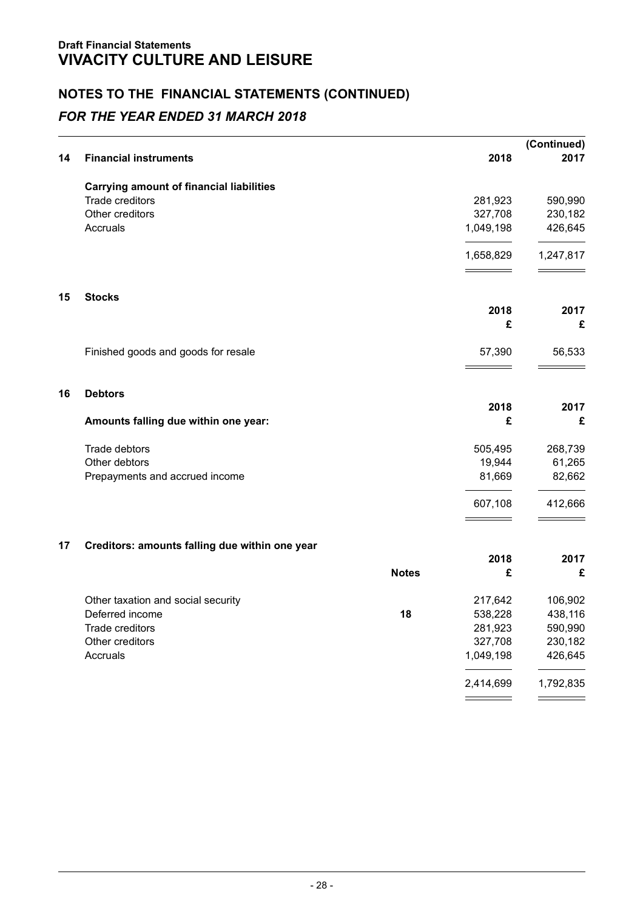**Draft Financial Statements**
# VIVACITY CULTURE AND LEISURE

## NOTES TO THE FINANCIAL STATEMENTS (CONTINUED)
### *FOR THE YEAR ENDED 31 MARCH 2018*

**(Continued)**

### 14 Financial instruments

| | 2018 | 2017 |
|---|---|---|
| **Carrying amount of financial liabilities** | | |
| Trade creditors | 281,923 | 590,990 |
| Other creditors | 327,708 | 230,182 |
| Accruals | 1,049,198 | 426,645 |
| | 1,658,829 | 1,247,817 |

### 15 Stocks

| | 2018 £ | 2017 £ |
|---|---|---|
| Finished goods and goods for resale | 57,390 | 56,533 |

### 16 Debtors

| | 2018 £ | 2017 £ |
|---|---|---|
| **Amounts falling due within one year:** | | |
| Trade debtors | 505,495 | 268,739 |
| Other debtors | 19,944 | 61,265 |
| Prepayments and accrued income | 81,669 | 82,662 |
| | 607,108 | 412,666 |

### 17 Creditors: amounts falling due within one year

| | Notes | 2018 £ | 2017 £ |
|---|---|---|---|
| Other taxation and social security | | 217,642 | 106,902 |
| Deferred income | 18 | 538,228 | 438,116 |
| Trade creditors | | 281,923 | 590,990 |
| Other creditors | | 327,708 | 230,182 |
| Accruals | | 1,049,198 | 426,645 |
| | | 2,414,699 | 1,792,835 |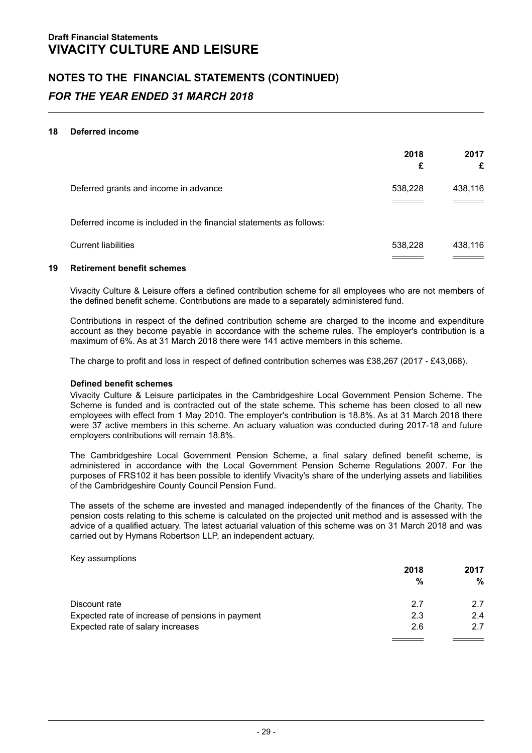**Draft Financial Statements**

# VIVACITY CULTURE AND LEISURE

## NOTES TO THE FINANCIAL STATEMENTS (CONTINUED)

## *FOR THE YEAR ENDED 31 MARCH 2018*

### 18 Deferred income

| | 2018 £ | 2017 £ |
|---|---|---|
| Deferred grants and income in advance | 538,228 | 438,116 |

Deferred income is included in the financial statements as follows:

| | 2018 £ | 2017 £ |
|---|---|---|
| Current liabilities | 538,228 | 438,116 |

### 19 Retirement benefit schemes

Vivacity Culture & Leisure offers a defined contribution scheme for all employees who are not members of the defined benefit scheme. Contributions are made to a separately administered fund.

Contributions in respect of the defined contribution scheme are charged to the income and expenditure account as they become payable in accordance with the scheme rules. The employer's contribution is a maximum of 6%. As at 31 March 2018 there were 141 active members in this scheme.

The charge to profit and loss in respect of defined contribution schemes was £38,267 (2017 - £43,068).

**Defined benefit schemes**

Vivacity Culture & Leisure participates in the Cambridgeshire Local Government Pension Scheme. The Scheme is funded and is contracted out of the state scheme. This scheme has been closed to all new employees with effect from 1 May 2010. The employer's contribution is 18.8%. As at 31 March 2018 there were 37 active members in this scheme. An actuary valuation was conducted during 2017-18 and future employers contributions will remain 18.8%.

The Cambridgeshire Local Government Pension Scheme, a final salary defined benefit scheme, is administered in accordance with the Local Government Pension Scheme Regulations 2007. For the purposes of FRS102 it has been possible to identify Vivacity's share of the underlying assets and liabilities of the Cambridgeshire County Council Pension Fund.

The assets of the scheme are invested and managed independently of the finances of the Charity. The pension costs relating to this scheme is calculated on the projected unit method and is assessed with the advice of a qualified actuary. The latest actuarial valuation of this scheme was on 31 March 2018 and was carried out by Hymans Robertson LLP, an independent actuary.

Key assumptions

| | 2018 % | 2017 % |
|---|---|---|
| Discount rate | 2.7 | 2.7 |
| Expected rate of increase of pensions in payment | 2.3 | 2.4 |
| Expected rate of salary increases | 2.6 | 2.7 |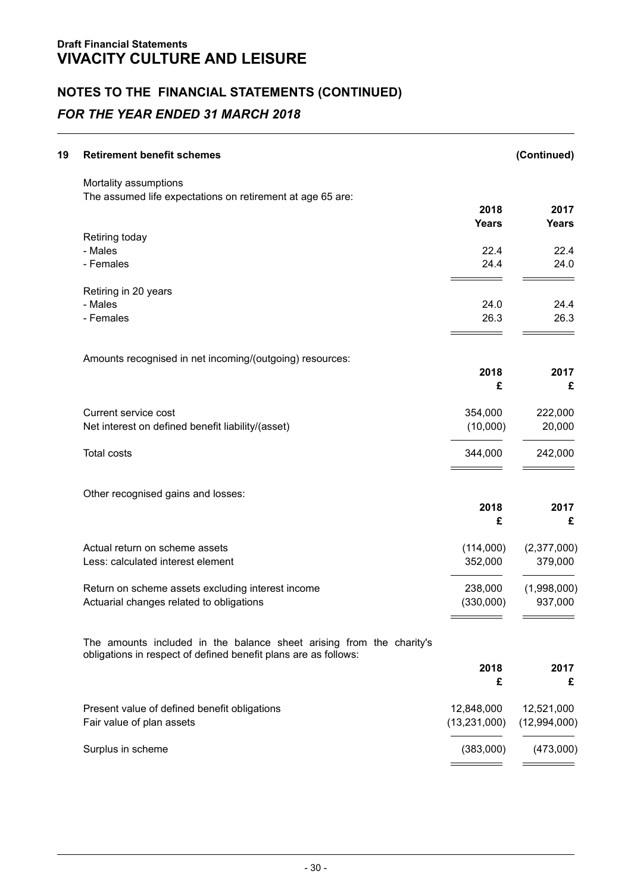**Draft Financial Statements**
# VIVACITY CULTURE AND LEISURE

## NOTES TO THE FINANCIAL STATEMENTS (CONTINUED)

### *FOR THE YEAR ENDED 31 MARCH 2018*

**19 Retirement benefit schemes (Continued)**

Mortality assumptions

The assumed life expectations on retirement at age 65 are:

| | 2018 Years | 2017 Years |
|---|---|---|
| Retiring today | | |
| - Males | 22.4 | 22.4 |
| - Females | 24.4 | 24.0 |
| Retiring in 20 years | | |
| - Males | 24.0 | 24.4 |
| - Females | 26.3 | 26.3 |

Amounts recognised in net incoming/(outgoing) resources:

| | 2018 £ | 2017 £ |
|---|---|---|
| Current service cost | 354,000 | 222,000 |
| Net interest on defined benefit liability/(asset) | (10,000) | 20,000 |
| Total costs | 344,000 | 242,000 |

Other recognised gains and losses:

| | 2018 £ | 2017 £ |
|---|---|---|
| Actual return on scheme assets | (114,000) | (2,377,000) |
| Less: calculated interest element | 352,000 | 379,000 |
| Return on scheme assets excluding interest income | 238,000 | (1,998,000) |
| Actuarial changes related to obligations | (330,000) | 937,000 |

The amounts included in the balance sheet arising from the charity's obligations in respect of defined benefit plans are as follows:

| | 2018 £ | 2017 £ |
|---|---|---|
| Present value of defined benefit obligations | 12,848,000 | 12,521,000 |
| Fair value of plan assets | (13,231,000) | (12,994,000) |
| Surplus in scheme | (383,000) | (473,000) |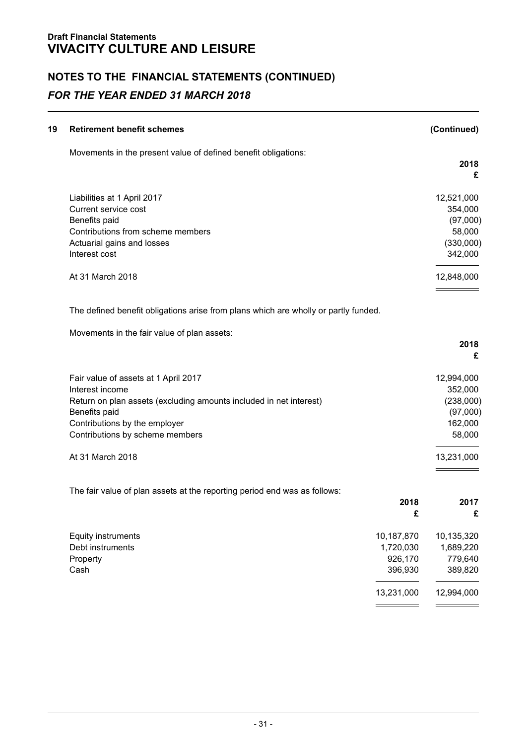**Draft Financial Statements**

# VIVACITY CULTURE AND LEISURE

## NOTES TO THE FINANCIAL STATEMENTS (CONTINUED)

### *FOR THE YEAR ENDED 31 MARCH 2018*

**19 Retirement benefit schemes** **(Continued)**

Movements in the present value of defined benefit obligations:

| | 2018 £ |
|---|---|
| Liabilities at 1 April 2017 | 12,521,000 |
| Current service cost | 354,000 |
| Benefits paid | (97,000) |
| Contributions from scheme members | 58,000 |
| Actuarial gains and losses | (330,000) |
| Interest cost | 342,000 |
| At 31 March 2018 | 12,848,000 |

The defined benefit obligations arise from plans which are wholly or partly funded.

Movements in the fair value of plan assets:

| | 2018 £ |
|---|---|
| Fair value of assets at 1 April 2017 | 12,994,000 |
| Interest income | 352,000 |
| Return on plan assets (excluding amounts included in net interest) | (238,000) |
| Benefits paid | (97,000) |
| Contributions by the employer | 162,000 |
| Contributions by scheme members | 58,000 |
| At 31 March 2018 | 13,231,000 |

The fair value of plan assets at the reporting period end was as follows:

| | 2018 £ | 2017 £ |
|---|---|---|
| Equity instruments | 10,187,870 | 10,135,320 |
| Debt instruments | 1,720,030 | 1,689,220 |
| Property | 926,170 | 779,640 |
| Cash | 396,930 | 389,820 |
| | 13,231,000 | 12,994,000 |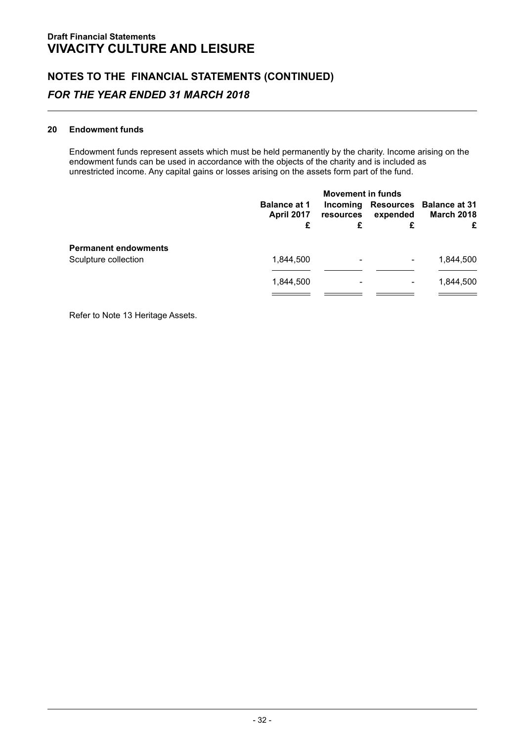**Draft Financial Statements**
# VIVACITY CULTURE AND LEISURE

## NOTES TO THE FINANCIAL STATEMENTS (CONTINUED)
## *FOR THE YEAR ENDED 31 MARCH 2018*

### 20 Endowment funds

Endowment funds represent assets which must be held permanently by the charity. Income arising on the endowment funds can be used in accordance with the objects of the charity and is included as unrestricted income. Any capital gains or losses arising on the assets form part of the fund.

| | | Movement in funds | | |
|---|---|---|---|---|
| | **Balance at 1 April 2017** | **Incoming resources** | **Resources expended** | **Balance at 31 March 2018** |
| | **£** | **£** | **£** | **£** |
| **Permanent endowments** | | | | |
| Sculpture collection | 1,844,500 | - | - | 1,844,500 |
| | 1,844,500 | - | - | 1,844,500 |

Refer to Note 13 Heritage Assets.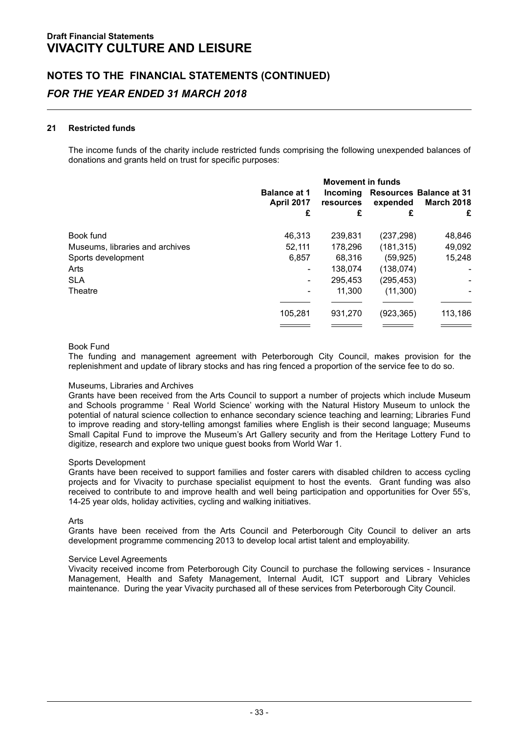## NOTES TO THE FINANCIAL STATEMENTS (CONTINUED)

### *FOR THE YEAR ENDED 31 MARCH 2018*

#### 21 Restricted funds

The income funds of the charity include restricted funds comprising the following unexpended balances of donations and grants held on trust for specific purposes:

| | | Movement in funds | | |
|---|---|---|---|---|
| | Balance at 1 April 2017 | Incoming resources | Resources expended | Balance at 31 March 2018 |
| | £ | £ | £ | £ |
| Book fund | 46,313 | 239,831 | (237,298) | 48,846 |
| Museums, libraries and archives | 52,111 | 178,296 | (181,315) | 49,092 |
| Sports development | 6,857 | 68,316 | (59,925) | 15,248 |
| Arts | - | 138,074 | (138,074) | - |
| SLA | - | 295,453 | (295,453) | - |
| Theatre | - | 11,300 | (11,300) | - |
| | 105,281 | 931,270 | (923,365) | 113,186 |

Book Fund
The funding and management agreement with Peterborough City Council, makes provision for the replenishment and update of library stocks and has ring fenced a proportion of the service fee to do so.

Museums, Libraries and Archives
Grants have been received from the Arts Council to support a number of projects which include Museum and Schools programme ' Real World Science' working with the Natural History Museum to unlock the potential of natural science collection to enhance secondary science teaching and learning; Libraries Fund to improve reading and story-telling amongst families where English is their second language; Museums Small Capital Fund to improve the Museum's Art Gallery security and from the Heritage Lottery Fund to digitize, research and explore two unique guest books from World War 1.

Sports Development
Grants have been received to support families and foster carers with disabled children to access cycling projects and for Vivacity to purchase specialist equipment to host the events. Grant funding was also received to contribute to and improve health and well being participation and opportunities for Over 55's, 14-25 year olds, holiday activities, cycling and walking initiatives.

Arts
Grants have been received from the Arts Council and Peterborough City Council to deliver an arts development programme commencing 2013 to develop local artist talent and employability.

Service Level Agreements
Vivacity received income from Peterborough City Council to purchase the following services - Insurance Management, Health and Safety Management, Internal Audit, ICT support and Library Vehicles maintenance. During the year Vivacity purchased all of these services from Peterborough City Council.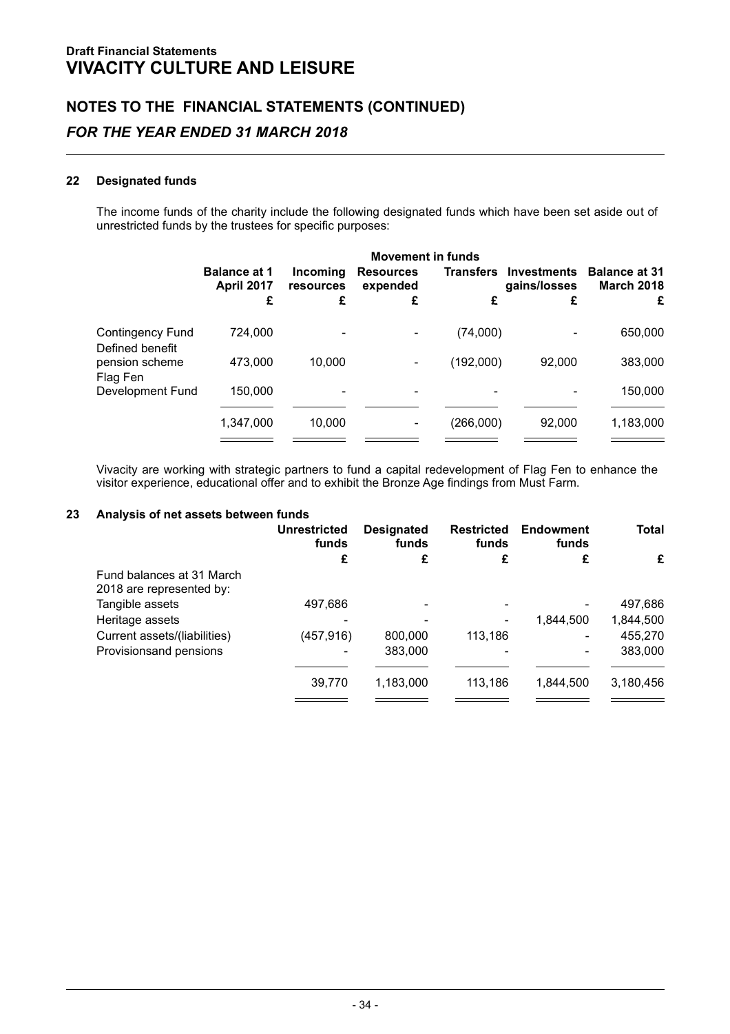**Draft Financial Statements**
# VIVACITY CULTURE AND LEISURE

## NOTES TO THE FINANCIAL STATEMENTS (CONTINUED)
### *FOR THE YEAR ENDED 31 MARCH 2018*

**22 Designated funds**

The income funds of the charity include the following designated funds which have been set aside out of unrestricted funds by the trustees for specific purposes:

| | Balance at 1 April 2017 | Movement in funds | | | | Balance at 31 March 2018 |
|---|---|---|---|---|---|---|
| | | Incoming resources | Resources expended | Transfers | Investments gains/losses | |
| | £ | £ | £ | £ | £ | £ |
| Contingency Fund | 724,000 | - | - | (74,000) | - | 650,000 |
| Defined benefit pension scheme | 473,000 | 10,000 | - | (192,000) | 92,000 | 383,000 |
| Flag Fen Development Fund | 150,000 | - | - | - | - | 150,000 |
| | 1,347,000 | 10,000 | - | (266,000) | 92,000 | 1,183,000 |

Vivacity are working with strategic partners to fund a capital redevelopment of Flag Fen to enhance the visitor experience, educational offer and to exhibit the Bronze Age findings from Must Farm.

**23 Analysis of net assets between funds**

| | Unrestricted funds | Designated funds | Restricted funds | Endowment funds | Total |
|---|---|---|---|---|---|
| | £ | £ | £ | £ | £ |
| Fund balances at 31 March 2018 are represented by: | | | | | |
| Tangible assets | 497,686 | - | - | - | 497,686 |
| Heritage assets | - | - | - | 1,844,500 | 1,844,500 |
| Current assets/(liabilities) | (457,916) | 800,000 | 113,186 | - | 455,270 |
| Provisionsand pensions | - | 383,000 | - | - | 383,000 |
| | 39,770 | 1,183,000 | 113,186 | 1,844,500 | 3,180,456 |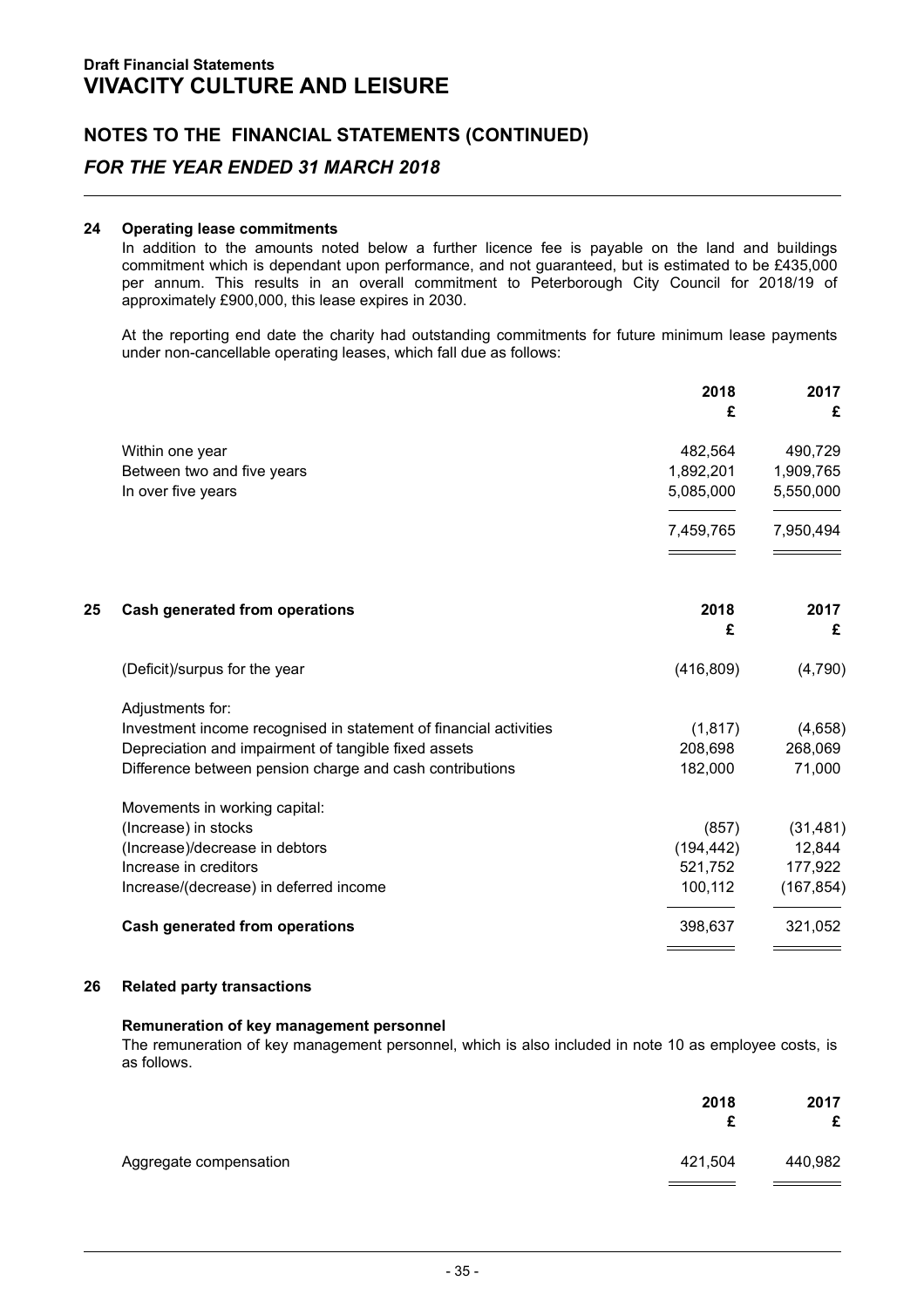**Draft Financial Statements**
# VIVACITY CULTURE AND LEISURE

## NOTES TO THE FINANCIAL STATEMENTS (CONTINUED)
### *FOR THE YEAR ENDED 31 MARCH 2018*

### 24 Operating lease commitments

In addition to the amounts noted below a further licence fee is payable on the land and buildings commitment which is dependant upon performance, and not guaranteed, but is estimated to be £435,000 per annum. This results in an overall commitment to Peterborough City Council for 2018/19 of approximately £900,000, this lease expires in 2030.

At the reporting end date the charity had outstanding commitments for future minimum lease payments under non-cancellable operating leases, which fall due as follows:

| | 2018 £ | 2017 £ |
|---|---|---|
| Within one year | 482,564 | 490,729 |
| Between two and five years | 1,892,201 | 1,909,765 |
| In over five years | 5,085,000 | 5,550,000 |
| | 7,459,765 | 7,950,494 |

### 25 Cash generated from operations

| | 2018 £ | 2017 £ |
|---|---|---|
| (Deficit)/surpus for the year | (416,809) | (4,790) |
| Adjustments for: | | |
| Investment income recognised in statement of financial activities | (1,817) | (4,658) |
| Depreciation and impairment of tangible fixed assets | 208,698 | 268,069 |
| Difference between pension charge and cash contributions | 182,000 | 71,000 |
| Movements in working capital: | | |
| (Increase) in stocks | (857) | (31,481) |
| (Increase)/decrease in debtors | (194,442) | 12,844 |
| Increase in creditors | 521,752 | 177,922 |
| Increase/(decrease) in deferred income | 100,112 | (167,854) |
| **Cash generated from operations** | 398,637 | 321,052 |

### 26 Related party transactions

**Remuneration of key management personnel**

The remuneration of key management personnel, which is also included in note 10 as employee costs, is as follows.

| | 2018 £ | 2017 £ |
|---|---|---|
| Aggregate compensation | 421,504 | 440,982 |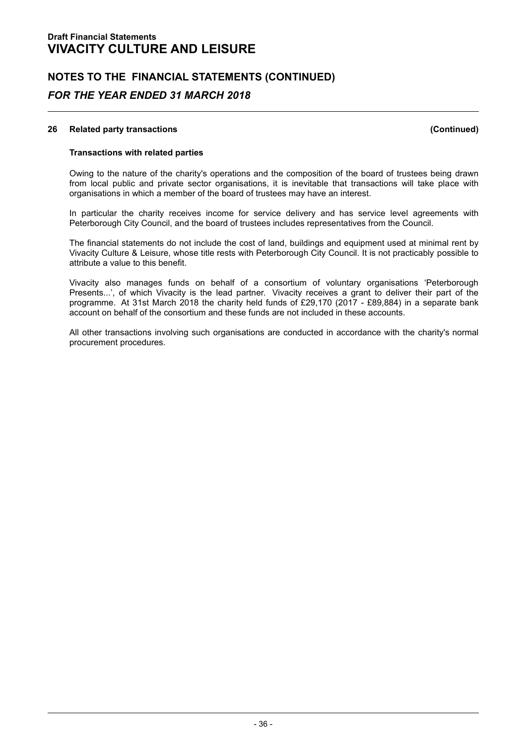## 26 Related party transactions (Continued)

### Transactions with related parties

Owing to the nature of the charity's operations and the composition of the board of trustees being drawn from local public and private sector organisations, it is inevitable that transactions will take place with organisations in which a member of the board of trustees may have an interest.

In particular the charity receives income for service delivery and has service level agreements with Peterborough City Council, and the board of trustees includes representatives from the Council.

The financial statements do not include the cost of land, buildings and equipment used at minimal rent by Vivacity Culture & Leisure, whose title rests with Peterborough City Council. It is not practicably possible to attribute a value to this benefit.

Vivacity also manages funds on behalf of a consortium of voluntary organisations 'Peterborough Presents...', of which Vivacity is the lead partner. Vivacity receives a grant to deliver their part of the programme. At 31st March 2018 the charity held funds of £29,170 (2017 - £89,884) in a separate bank account on behalf of the consortium and these funds are not included in these accounts.

All other transactions involving such organisations are conducted in accordance with the charity's normal procurement procedures.